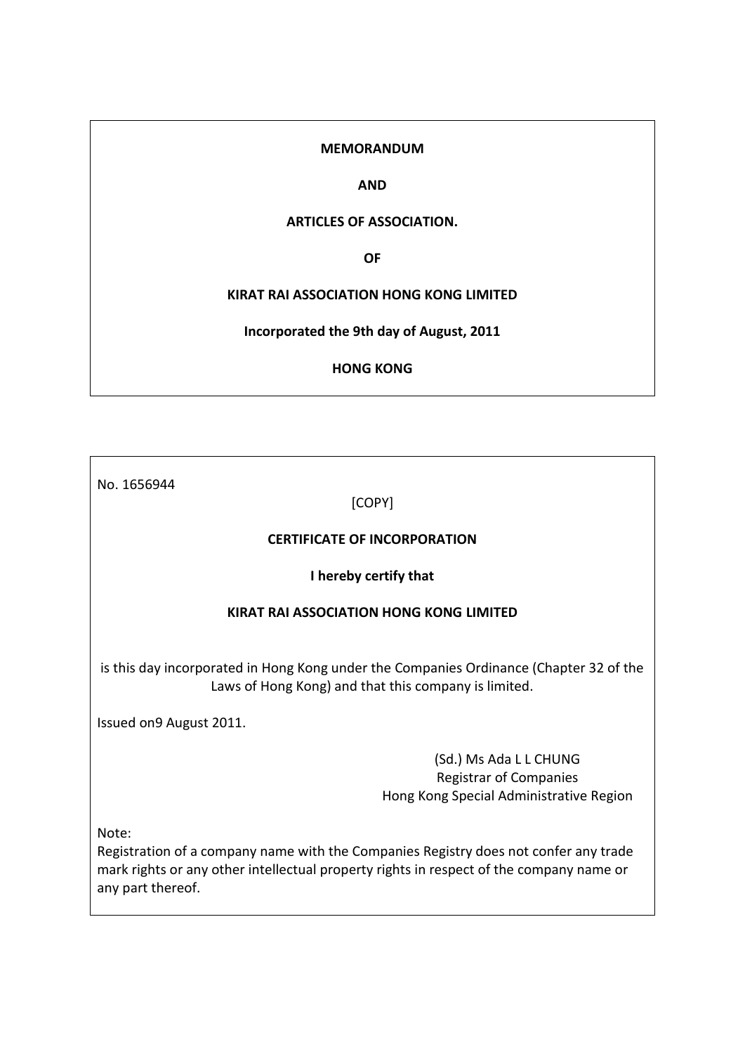**MEMORANDUM**

**AND**

**ARTICLES OF ASSOCIATION.**

**OF**

**KIRAT RAI ASSOCIATION HONG KONG LIMITED**

**Incorporated the 9th day of August, 2011**

**HONG KONG**

---

No. 1656944

[COPY]

**CERTIFICATE OF INCORPORATION**

**I hereby certify that**

**KIRAT RAI ASSOCIATION HONG KONG LIMITED**

is this day incorporated in Hong Kong under the Companies Ordinance (Chapter 32 of the Laws of Hong Kong) and that this company is limited.

Issued on9 August 2011.

(Sd.) Ms Ada L L CHUNG
Registrar of Companies
Hong Kong Special Administrative Region

Note:
Registration of a company name with the Companies Registry does not confer any trade mark rights or any other intellectual property rights in respect of the company name or any part thereof.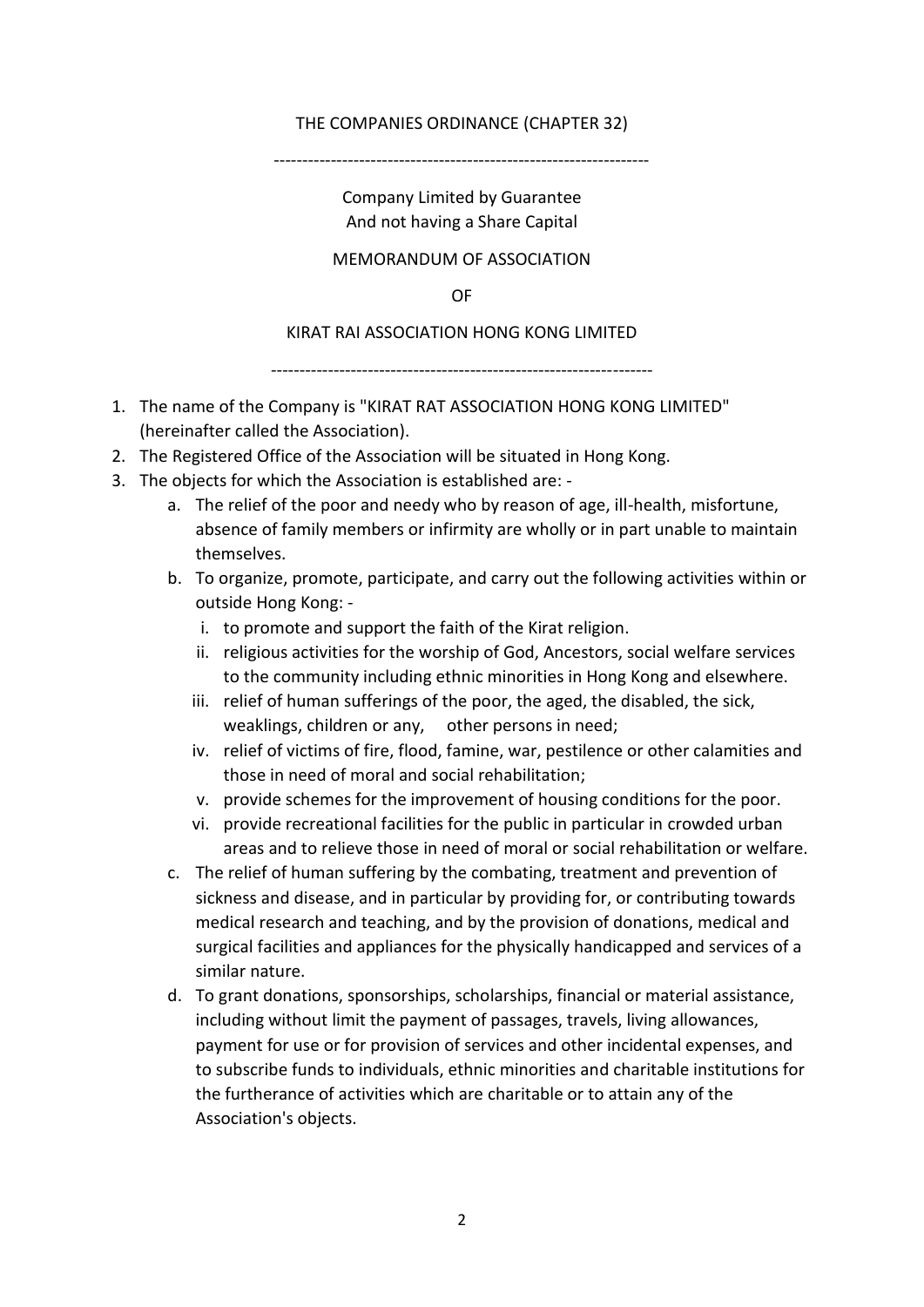THE COMPANIES ORDINANCE (CHAPTER 32)

-----------------------------------------------------------------

Company Limited by Guarantee
And not having a Share Capital

MEMORANDUM OF ASSOCIATION

OF

KIRAT RAI ASSOCIATION HONG KONG LIMITED

------------------------------------------------------------------

1. The name of the Company is "KIRAT RAT ASSOCIATION HONG KONG LIMITED" (hereinafter called the Association).
2. The Registered Office of the Association will be situated in Hong Kong.
3. The objects for which the Association is established are: -
   a. The relief of the poor and needy who by reason of age, ill-health, misfortune, absence of family members or infirmity are wholly or in part unable to maintain themselves.
   b. To organize, promote, participate, and carry out the following activities within or outside Hong Kong: -
      i. to promote and support the faith of the Kirat religion.
      ii. religious activities for the worship of God, Ancestors, social welfare services to the community including ethnic minorities in Hong Kong and elsewhere.
      iii. relief of human sufferings of the poor, the aged, the disabled, the sick, weaklings, children or any, other persons in need;
      iv. relief of victims of fire, flood, famine, war, pestilence or other calamities and those in need of moral and social rehabilitation;
      v. provide schemes for the improvement of housing conditions for the poor.
      vi. provide recreational facilities for the public in particular in crowded urban areas and to relieve those in need of moral or social rehabilitation or welfare.
   c. The relief of human suffering by the combating, treatment and prevention of sickness and disease, and in particular by providing for, or contributing towards medical research and teaching, and by the provision of donations, medical and surgical facilities and appliances for the physically handicapped and services of a similar nature.
   d. To grant donations, sponsorships, scholarships, financial or material assistance, including without limit the payment of passages, travels, living allowances, payment for use or for provision of services and other incidental expenses, and to subscribe funds to individuals, ethnic minorities and charitable institutions for the furtherance of activities which are charitable or to attain any of the Association's objects.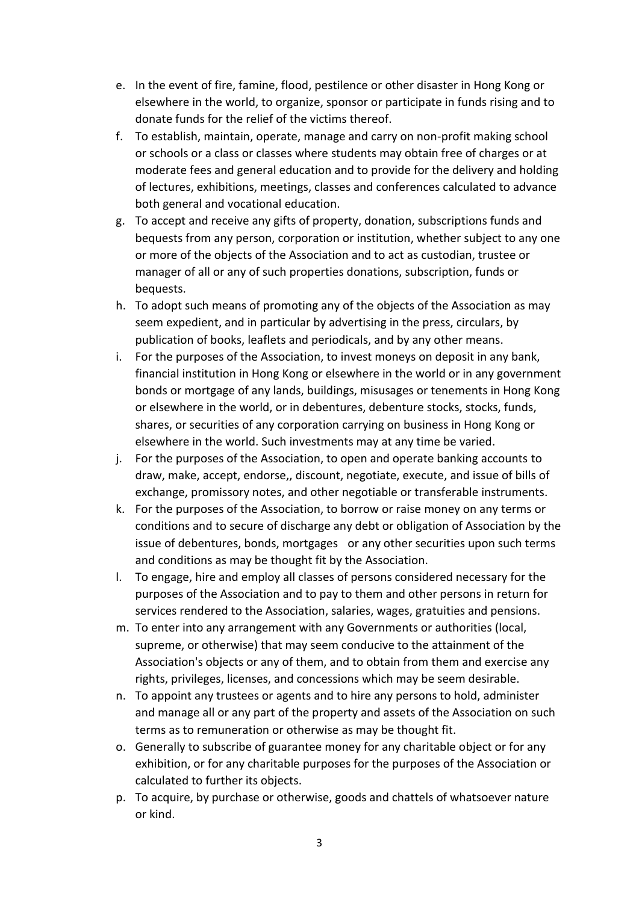e. In the event of fire, famine, flood, pestilence or other disaster in Hong Kong or elsewhere in the world, to organize, sponsor or participate in funds rising and to donate funds for the relief of the victims thereof.
f. To establish, maintain, operate, manage and carry on non-profit making school or schools or a class or classes where students may obtain free of charges or at moderate fees and general education and to provide for the delivery and holding of lectures, exhibitions, meetings, classes and conferences calculated to advance both general and vocational education.
g. To accept and receive any gifts of property, donation, subscriptions funds and bequests from any person, corporation or institution, whether subject to any one or more of the objects of the Association and to act as custodian, trustee or manager of all or any of such properties donations, subscription, funds or bequests.
h. To adopt such means of promoting any of the objects of the Association as may seem expedient, and in particular by advertising in the press, circulars, by publication of books, leaflets and periodicals, and by any other means.
i. For the purposes of the Association, to invest moneys on deposit in any bank, financial institution in Hong Kong or elsewhere in the world or in any government bonds or mortgage of any lands, buildings, misusages or tenements in Hong Kong or elsewhere in the world, or in debentures, debenture stocks, stocks, funds, shares, or securities of any corporation carrying on business in Hong Kong or elsewhere in the world. Such investments may at any time be varied.
j. For the purposes of the Association, to open and operate banking accounts to draw, make, accept, endorse,, discount, negotiate, execute, and issue of bills of exchange, promissory notes, and other negotiable or transferable instruments.
k. For the purposes of the Association, to borrow or raise money on any terms or conditions and to secure of discharge any debt or obligation of Association by the issue of debentures, bonds, mortgages or any other securities upon such terms and conditions as may be thought fit by the Association.
l. To engage, hire and employ all classes of persons considered necessary for the purposes of the Association and to pay to them and other persons in return for services rendered to the Association, salaries, wages, gratuities and pensions.
m. To enter into any arrangement with any Governments or authorities (local, supreme, or otherwise) that may seem conducive to the attainment of the Association's objects or any of them, and to obtain from them and exercise any rights, privileges, licenses, and concessions which may be seem desirable.
n. To appoint any trustees or agents and to hire any persons to hold, administer and manage all or any part of the property and assets of the Association on such terms as to remuneration or otherwise as may be thought fit.
o. Generally to subscribe of guarantee money for any charitable object or for any exhibition, or for any charitable purposes for the purposes of the Association or calculated to further its objects.
p. To acquire, by purchase or otherwise, goods and chattels of whatsoever nature or kind.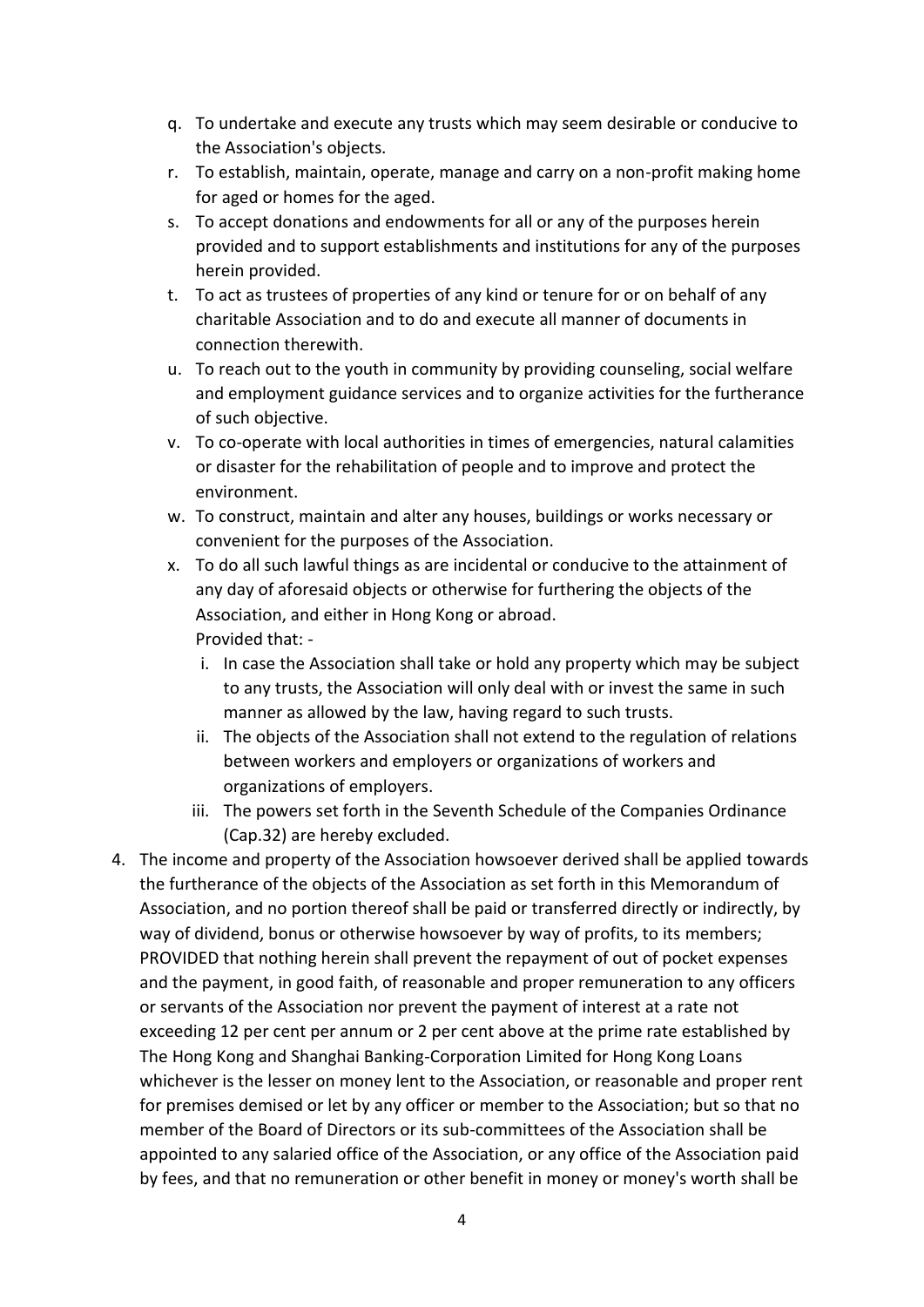q. To undertake and execute any trusts which may seem desirable or conducive to the Association's objects.

r. To establish, maintain, operate, manage and carry on a non-profit making home for aged or homes for the aged.

s. To accept donations and endowments for all or any of the purposes herein provided and to support establishments and institutions for any of the purposes herein provided.

t. To act as trustees of properties of any kind or tenure for or on behalf of any charitable Association and to do and execute all manner of documents in connection therewith.

u. To reach out to the youth in community by providing counseling, social welfare and employment guidance services and to organize activities for the furtherance of such objective.

v. To co-operate with local authorities in times of emergencies, natural calamities or disaster for the rehabilitation of people and to improve and protect the environment.

w. To construct, maintain and alter any houses, buildings or works necessary or convenient for the purposes of the Association.

x. To do all such lawful things as are incidental or conducive to the attainment of any day of aforesaid objects or otherwise for furthering the objects of the Association, and either in Hong Kong or abroad.
   Provided that: -
   
   i. In case the Association shall take or hold any property which may be subject to any trusts, the Association will only deal with or invest the same in such manner as allowed by the law, having regard to such trusts.
   
   ii. The objects of the Association shall not extend to the regulation of relations between workers and employers or organizations of workers and organizations of employers.
   
   iii. The powers set forth in the Seventh Schedule of the Companies Ordinance (Cap.32) are hereby excluded.

4. The income and property of the Association howsoever derived shall be applied towards the furtherance of the objects of the Association as set forth in this Memorandum of Association, and no portion thereof shall be paid or transferred directly or indirectly, by way of dividend, bonus or otherwise howsoever by way of profits, to its members; PROVIDED that nothing herein shall prevent the repayment of out of pocket expenses and the payment, in good faith, of reasonable and proper remuneration to any officers or servants of the Association nor prevent the payment of interest at a rate not exceeding 12 per cent per annum or 2 per cent above at the prime rate established by The Hong Kong and Shanghai Banking-Corporation Limited for Hong Kong Loans whichever is the lesser on money lent to the Association, or reasonable and proper rent for premises demised or let by any officer or member to the Association; but so that no member of the Board of Directors or its sub-committees of the Association shall be appointed to any salaried office of the Association, or any office of the Association paid by fees, and that no remuneration or other benefit in money or money's worth shall be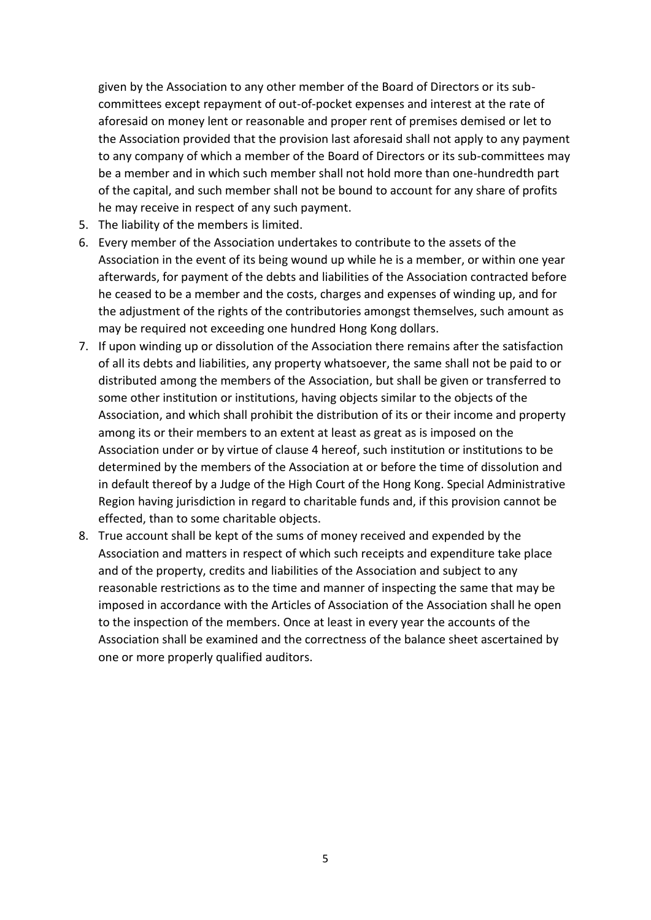given by the Association to any other member of the Board of Directors or its sub-committees except repayment of out-of-pocket expenses and interest at the rate of aforesaid on money lent or reasonable and proper rent of premises demised or let to the Association provided that the provision last aforesaid shall not apply to any payment to any company of which a member of the Board of Directors or its sub-committees may be a member and in which such member shall not hold more than one-hundredth part of the capital, and such member shall not be bound to account for any share of profits he may receive in respect of any such payment.

5. The liability of the members is limited.
6. Every member of the Association undertakes to contribute to the assets of the Association in the event of its being wound up while he is a member, or within one year afterwards, for payment of the debts and liabilities of the Association contracted before he ceased to be a member and the costs, charges and expenses of winding up, and for the adjustment of the rights of the contributories amongst themselves, such amount as may be required not exceeding one hundred Hong Kong dollars.
7. If upon winding up or dissolution of the Association there remains after the satisfaction of all its debts and liabilities, any property whatsoever, the same shall not be paid to or distributed among the members of the Association, but shall be given or transferred to some other institution or institutions, having objects similar to the objects of the Association, and which shall prohibit the distribution of its or their income and property among its or their members to an extent at least as great as is imposed on the Association under or by virtue of clause 4 hereof, such institution or institutions to be determined by the members of the Association at or before the time of dissolution and in default thereof by a Judge of the High Court of the Hong Kong. Special Administrative Region having jurisdiction in regard to charitable funds and, if this provision cannot be effected, than to some charitable objects.
8. True account shall be kept of the sums of money received and expended by the Association and matters in respect of which such receipts and expenditure take place and of the property, credits and liabilities of the Association and subject to any reasonable restrictions as to the time and manner of inspecting the same that may be imposed in accordance with the Articles of Association of the Association shall he open to the inspection of the members. Once at least in every year the accounts of the Association shall be examined and the correctness of the balance sheet ascertained by one or more properly qualified auditors.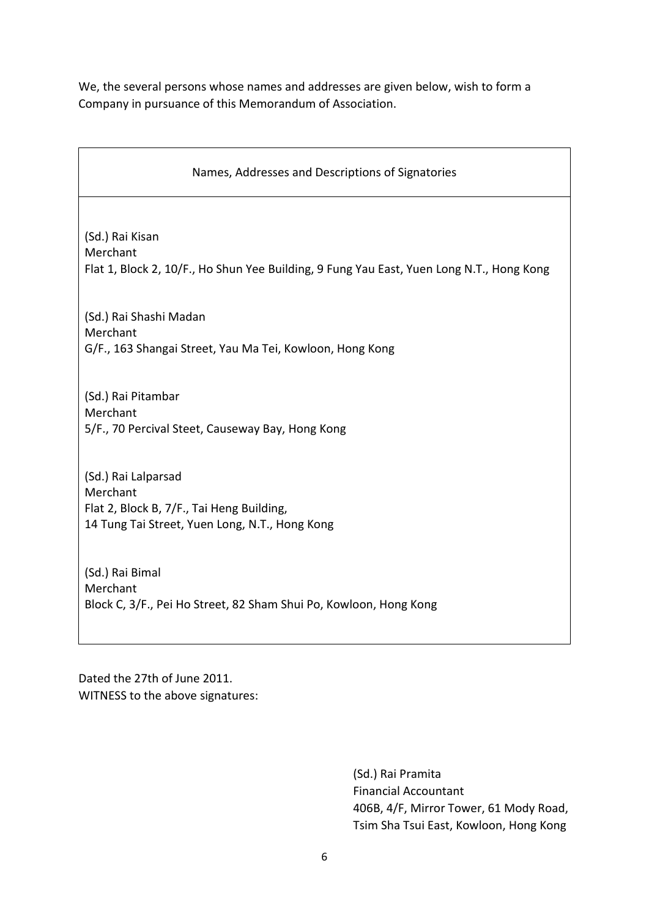We, the several persons whose names and addresses are given below, wish to form a Company in pursuance of this Memorandum of Association.

| Names, Addresses and Descriptions of Signatories |
| --- |
| (Sd.) Rai Kisan<br>Merchant<br>Flat 1, Block 2, 10/F., Ho Shun Yee Building, 9 Fung Yau East, Yuen Long N.T., Hong Kong<br><br>(Sd.) Rai Shashi Madan<br>Merchant<br>G/F., 163 Shangai Street, Yau Ma Tei, Kowloon, Hong Kong<br><br>(Sd.) Rai Pitambar<br>Merchant<br>5/F., 70 Percival Steet, Causeway Bay, Hong Kong<br><br>(Sd.) Rai Lalparsad<br>Merchant<br>Flat 2, Block B, 7/F., Tai Heng Building,<br>14 Tung Tai Street, Yuen Long, N.T., Hong Kong<br><br>(Sd.) Rai Bimal<br>Merchant<br>Block C, 3/F., Pei Ho Street, 82 Sham Shui Po, Kowloon, Hong Kong |

Dated the 27th of June 2011.
WITNESS to the above signatures:

(Sd.) Rai Pramita
Financial Accountant
406B, 4/F, Mirror Tower, 61 Mody Road,
Tsim Sha Tsui East, Kowloon, Hong Kong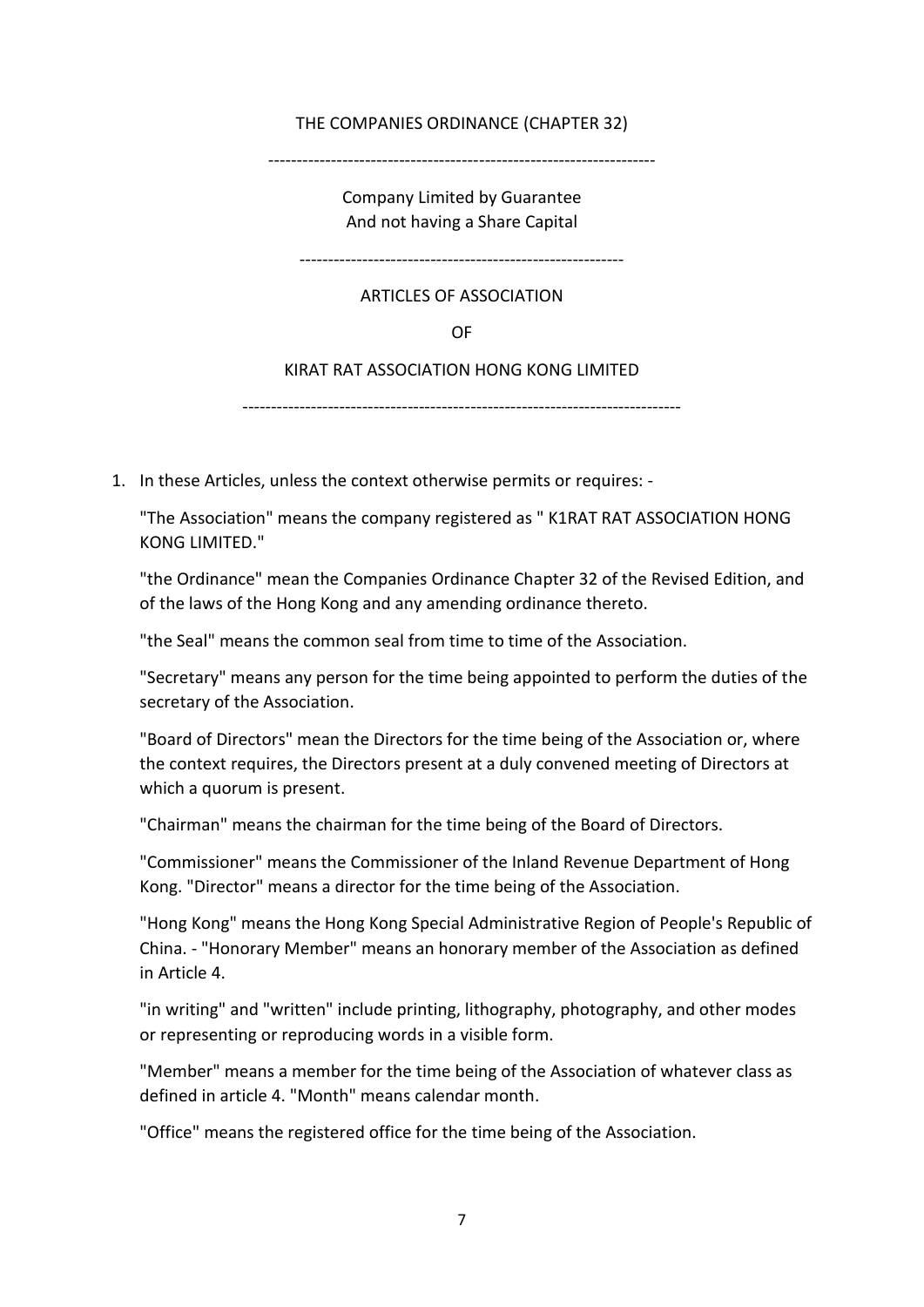THE COMPANIES ORDINANCE (CHAPTER 32)

--------------------------------------------------------------------

Company Limited by Guarantee
And not having a Share Capital

---------------------------------------------------------

ARTICLES OF ASSOCIATION

OF

KIRAT RAT ASSOCIATION HONG KONG LIMITED

----------------------------------------------------------------------------

1. In these Articles, unless the context otherwise permits or requires: -

   "The Association" means the company registered as " K1RAT RAT ASSOCIATION HONG KONG LIMITED."

   "the Ordinance" mean the Companies Ordinance Chapter 32 of the Revised Edition, and of the laws of the Hong Kong and any amending ordinance thereto.

   "the Seal" means the common seal from time to time of the Association.

   "Secretary" means any person for the time being appointed to perform the duties of the secretary of the Association.

   "Board of Directors" mean the Directors for the time being of the Association or, where the context requires, the Directors present at a duly convened meeting of Directors at which a quorum is present.

   "Chairman" means the chairman for the time being of the Board of Directors.

   "Commissioner" means the Commissioner of the Inland Revenue Department of Hong Kong. "Director" means a director for the time being of the Association.

   "Hong Kong" means the Hong Kong Special Administrative Region of People's Republic of China. - "Honorary Member" means an honorary member of the Association as defined in Article 4.

   "in writing" and "written" include printing, lithography, photography, and other modes or representing or reproducing words in a visible form.

   "Member" means a member for the time being of the Association of whatever class as defined in article 4. "Month" means calendar month.

   "Office" means the registered office for the time being of the Association.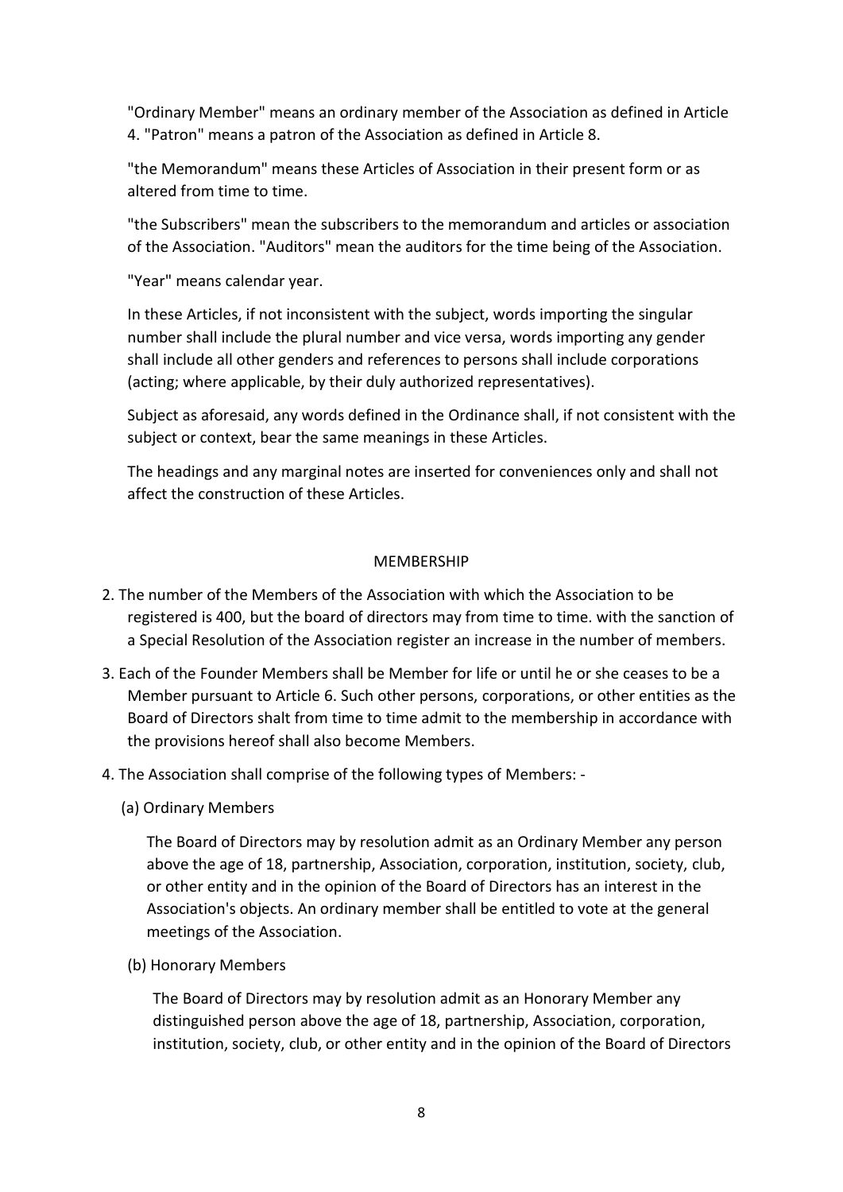"Ordinary Member" means an ordinary member of the Association as defined in Article 4. "Patron" means a patron of the Association as defined in Article 8.

"the Memorandum" means these Articles of Association in their present form or as altered from time to time.

"the Subscribers" mean the subscribers to the memorandum and articles or association of the Association. "Auditors" mean the auditors for the time being of the Association.

"Year" means calendar year.

In these Articles, if not inconsistent with the subject, words importing the singular number shall include the plural number and vice versa, words importing any gender shall include all other genders and references to persons shall include corporations (acting; where applicable, by their duly authorized representatives).

Subject as aforesaid, any words defined in the Ordinance shall, if not consistent with the subject or context, bear the same meanings in these Articles.

The headings and any marginal notes are inserted for conveniences only and shall not affect the construction of these Articles.

## MEMBERSHIP

2. The number of the Members of the Association with which the Association to be registered is 400, but the board of directors may from time to time. with the sanction of a Special Resolution of the Association register an increase in the number of members.

3. Each of the Founder Members shall be Member for life or until he or she ceases to be a Member pursuant to Article 6. Such other persons, corporations, or other entities as the Board of Directors shalt from time to time admit to the membership in accordance with the provisions hereof shall also become Members.

4. The Association shall comprise of the following types of Members: -

   (a) Ordinary Members

   The Board of Directors may by resolution admit as an Ordinary Member any person above the age of 18, partnership, Association, corporation, institution, society, club, or other entity and in the opinion of the Board of Directors has an interest in the Association's objects. An ordinary member shall be entitled to vote at the general meetings of the Association.

   (b) Honorary Members

   The Board of Directors may by resolution admit as an Honorary Member any distinguished person above the age of 18, partnership, Association, corporation, institution, society, club, or other entity and in the opinion of the Board of Directors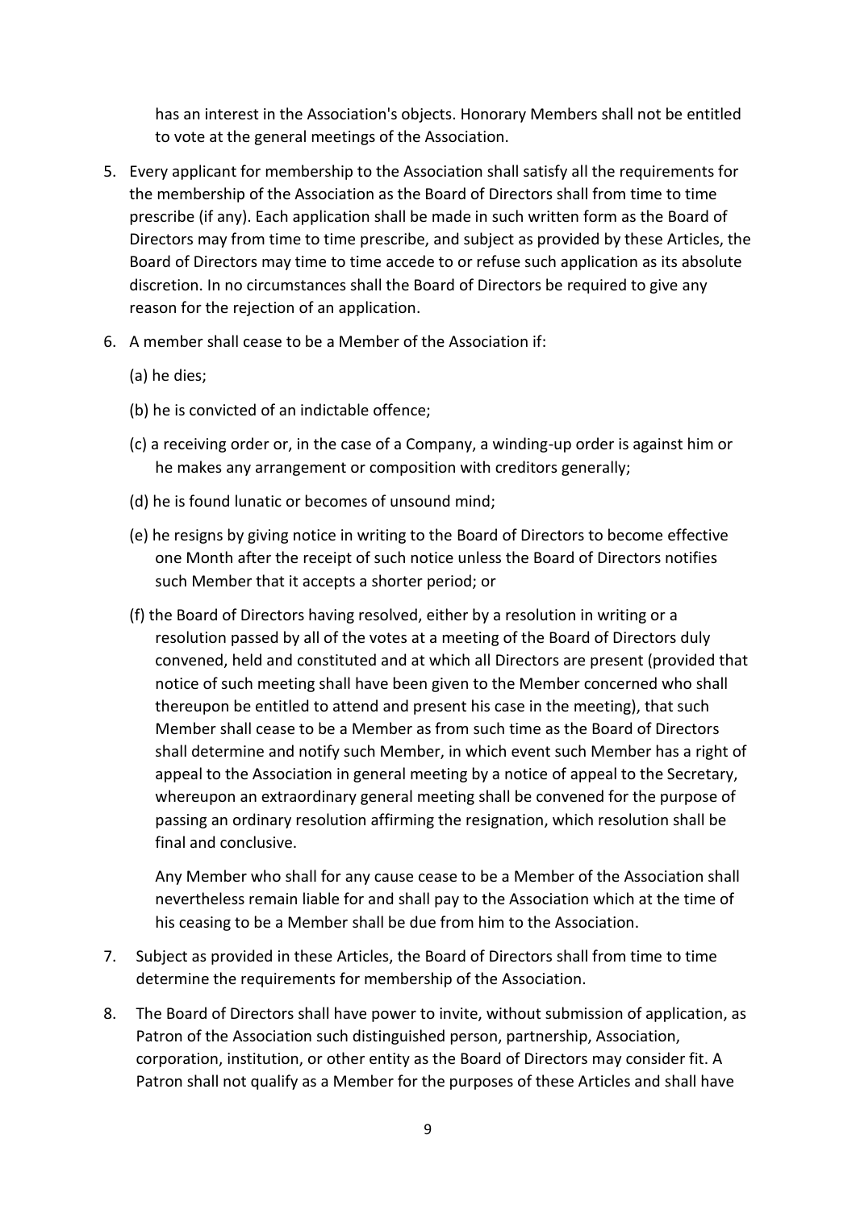has an interest in the Association's objects. Honorary Members shall not be entitled to vote at the general meetings of the Association.

5. Every applicant for membership to the Association shall satisfy all the requirements for the membership of the Association as the Board of Directors shall from time to time prescribe (if any). Each application shall be made in such written form as the Board of Directors may from time to time prescribe, and subject as provided by these Articles, the Board of Directors may time to time accede to or refuse such application as its absolute discretion. In no circumstances shall the Board of Directors be required to give any reason for the rejection of an application.

6. A member shall cease to be a Member of the Association if:

   (a) he dies;

   (b) he is convicted of an indictable offence;

   (c) a receiving order or, in the case of a Company, a winding-up order is against him or he makes any arrangement or composition with creditors generally;

   (d) he is found lunatic or becomes of unsound mind;

   (e) he resigns by giving notice in writing to the Board of Directors to become effective one Month after the receipt of such notice unless the Board of Directors notifies such Member that it accepts a shorter period; or

   (f) the Board of Directors having resolved, either by a resolution in writing or a resolution passed by all of the votes at a meeting of the Board of Directors duly convened, held and constituted and at which all Directors are present (provided that notice of such meeting shall have been given to the Member concerned who shall thereupon be entitled to attend and present his case in the meeting), that such Member shall cease to be a Member as from such time as the Board of Directors shall determine and notify such Member, in which event such Member has a right of appeal to the Association in general meeting by a notice of appeal to the Secretary, whereupon an extraordinary general meeting shall be convened for the purpose of passing an ordinary resolution affirming the resignation, which resolution shall be final and conclusive.

   Any Member who shall for any cause cease to be a Member of the Association shall nevertheless remain liable for and shall pay to the Association which at the time of his ceasing to be a Member shall be due from him to the Association.

7. Subject as provided in these Articles, the Board of Directors shall from time to time determine the requirements for membership of the Association.

8. The Board of Directors shall have power to invite, without submission of application, as Patron of the Association such distinguished person, partnership, Association, corporation, institution, or other entity as the Board of Directors may consider fit. A Patron shall not qualify as a Member for the purposes of these Articles and shall have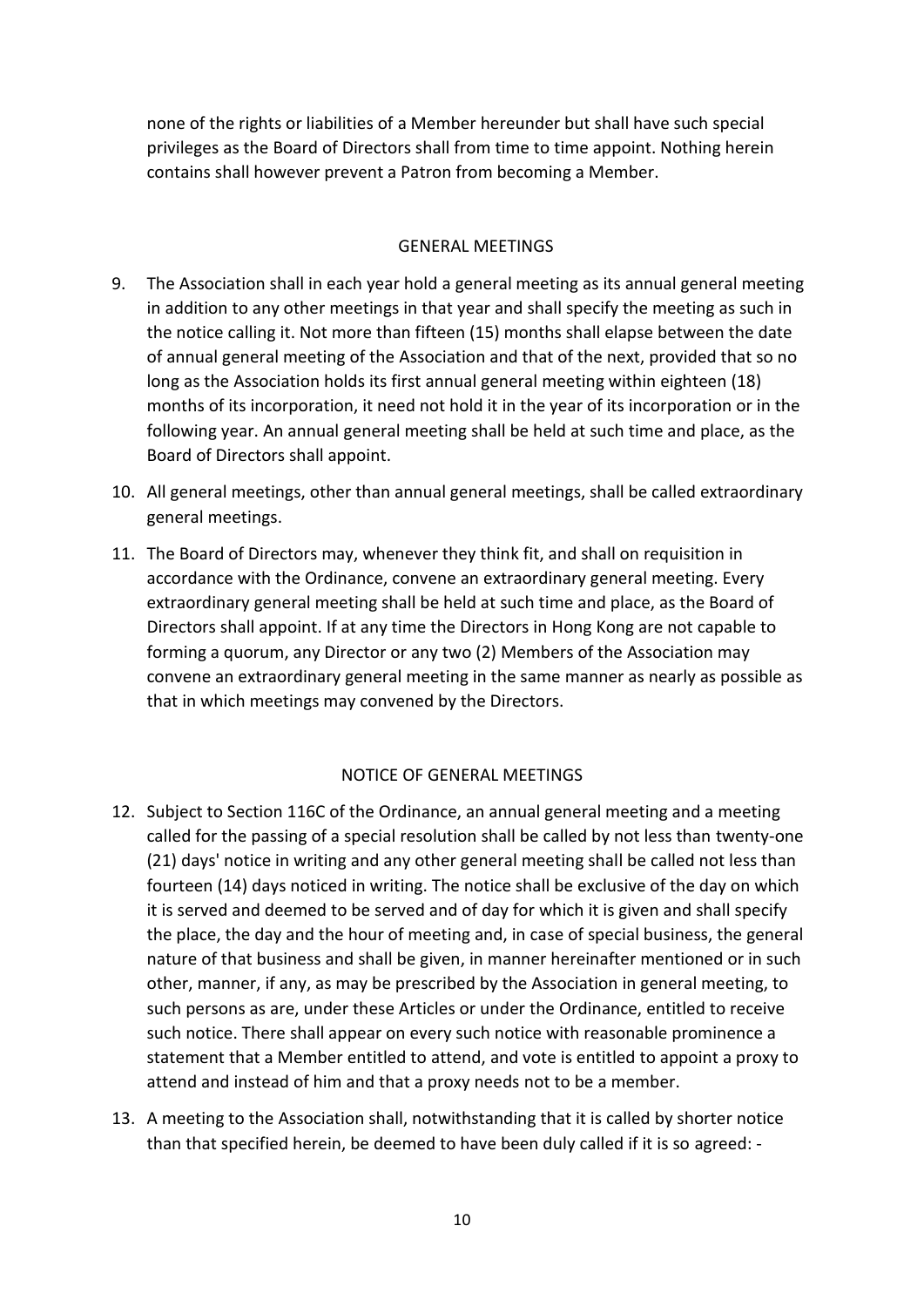none of the rights or liabilities of a Member hereunder but shall have such special privileges as the Board of Directors shall from time to time appoint. Nothing herein contains shall however prevent a Patron from becoming a Member.

## GENERAL MEETINGS

9. The Association shall in each year hold a general meeting as its annual general meeting in addition to any other meetings in that year and shall specify the meeting as such in the notice calling it. Not more than fifteen (15) months shall elapse between the date of annual general meeting of the Association and that of the next, provided that so no long as the Association holds its first annual general meeting within eighteen (18) months of its incorporation, it need not hold it in the year of its incorporation or in the following year. An annual general meeting shall be held at such time and place, as the Board of Directors shall appoint.

10. All general meetings, other than annual general meetings, shall be called extraordinary general meetings.

11. The Board of Directors may, whenever they think fit, and shall on requisition in accordance with the Ordinance, convene an extraordinary general meeting. Every extraordinary general meeting shall be held at such time and place, as the Board of Directors shall appoint. If at any time the Directors in Hong Kong are not capable to forming a quorum, any Director or any two (2) Members of the Association may convene an extraordinary general meeting in the same manner as nearly as possible as that in which meetings may convened by the Directors.

## NOTICE OF GENERAL MEETINGS

12. Subject to Section 116C of the Ordinance, an annual general meeting and a meeting called for the passing of a special resolution shall be called by not less than twenty-one (21) days' notice in writing and any other general meeting shall be called not less than fourteen (14) days noticed in writing. The notice shall be exclusive of the day on which it is served and deemed to be served and of day for which it is given and shall specify the place, the day and the hour of meeting and, in case of special business, the general nature of that business and shall be given, in manner hereinafter mentioned or in such other, manner, if any, as may be prescribed by the Association in general meeting, to such persons as are, under these Articles or under the Ordinance, entitled to receive such notice. There shall appear on every such notice with reasonable prominence a statement that a Member entitled to attend, and vote is entitled to appoint a proxy to attend and instead of him and that a proxy needs not to be a member.

13. A meeting to the Association shall, notwithstanding that it is called by shorter notice than that specified herein, be deemed to have been duly called if it is so agreed: -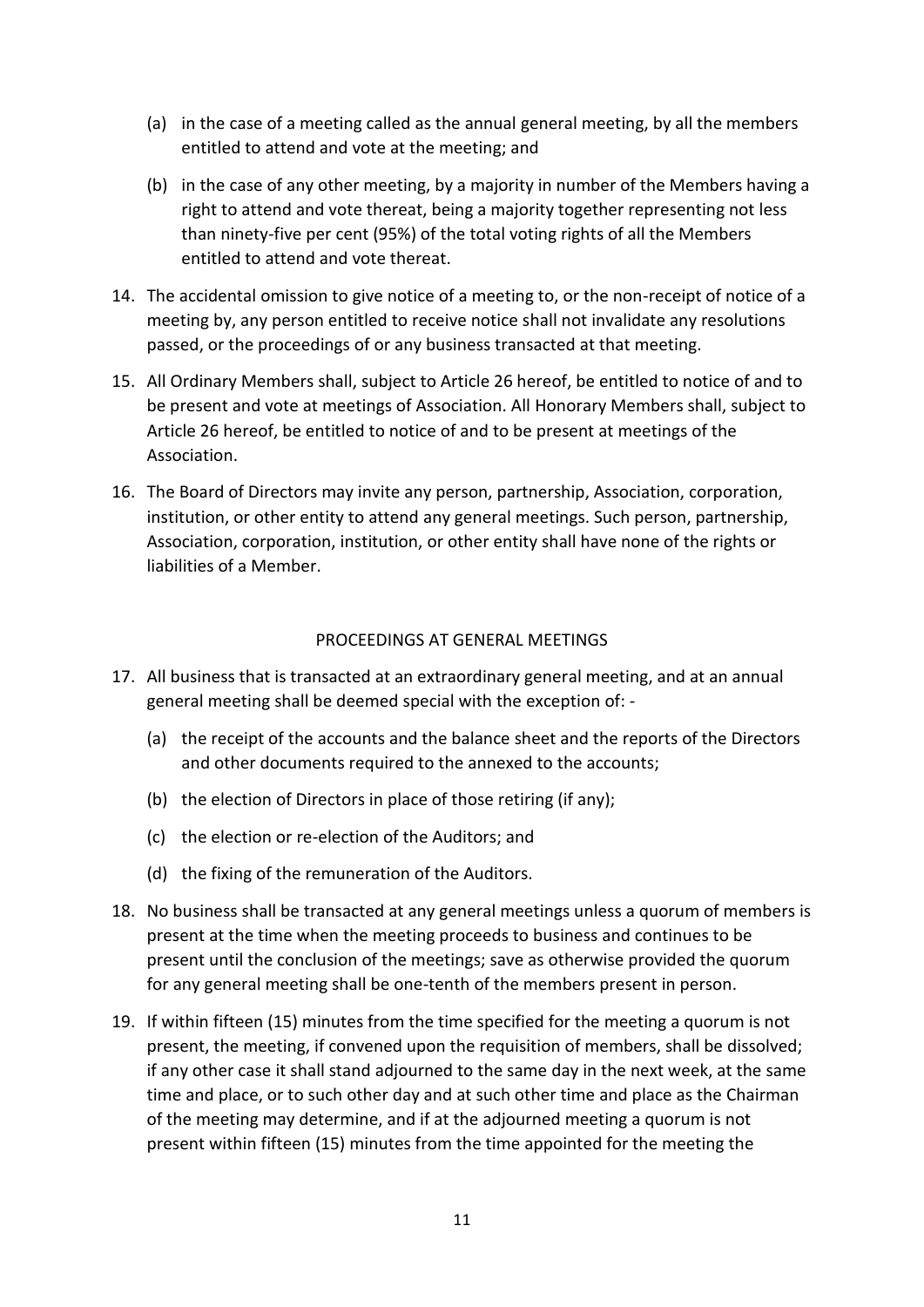(a) in the case of a meeting called as the annual general meeting, by all the members entitled to attend and vote at the meeting; and

(b) in the case of any other meeting, by a majority in number of the Members having a right to attend and vote thereat, being a majority together representing not less than ninety-five per cent (95%) of the total voting rights of all the Members entitled to attend and vote thereat.

14. The accidental omission to give notice of a meeting to, or the non-receipt of notice of a meeting by, any person entitled to receive notice shall not invalidate any resolutions passed, or the proceedings of or any business transacted at that meeting.

15. All Ordinary Members shall, subject to Article 26 hereof, be entitled to notice of and to be present and vote at meetings of Association. All Honorary Members shall, subject to Article 26 hereof, be entitled to notice of and to be present at meetings of the Association.

16. The Board of Directors may invite any person, partnership, Association, corporation, institution, or other entity to attend any general meetings. Such person, partnership, Association, corporation, institution, or other entity shall have none of the rights or liabilities of a Member.

## PROCEEDINGS AT GENERAL MEETINGS

17. All business that is transacted at an extraordinary general meeting, and at an annual general meeting shall be deemed special with the exception of: -

    (a) the receipt of the accounts and the balance sheet and the reports of the Directors and other documents required to the annexed to the accounts;

    (b) the election of Directors in place of those retiring (if any);

    (c) the election or re-election of the Auditors; and

    (d) the fixing of the remuneration of the Auditors.

18. No business shall be transacted at any general meetings unless a quorum of members is present at the time when the meeting proceeds to business and continues to be present until the conclusion of the meetings; save as otherwise provided the quorum for any general meeting shall be one-tenth of the members present in person.

19. If within fifteen (15) minutes from the time specified for the meeting a quorum is not present, the meeting, if convened upon the requisition of members, shall be dissolved; if any other case it shall stand adjourned to the same day in the next week, at the same time and place, or to such other day and at such other time and place as the Chairman of the meeting may determine, and if at the adjourned meeting a quorum is not present within fifteen (15) minutes from the time appointed for the meeting the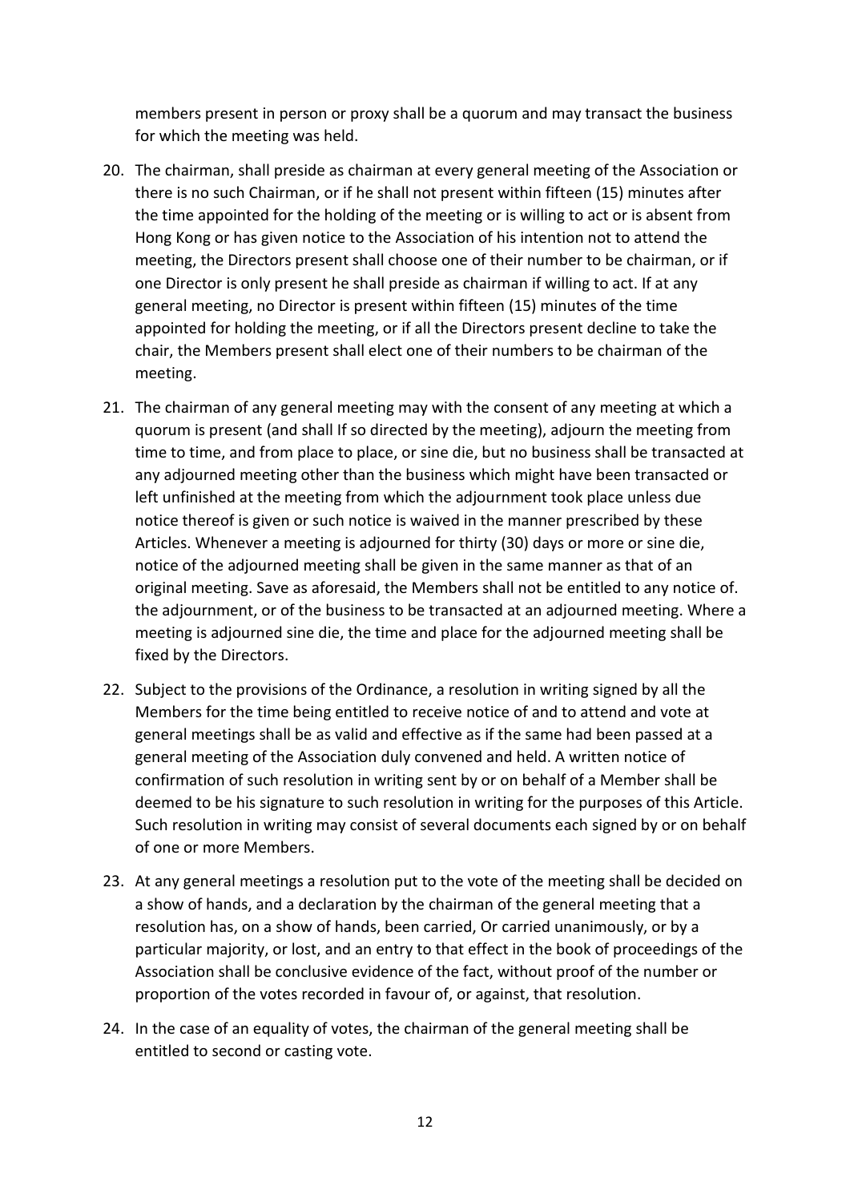members present in person or proxy shall be a quorum and may transact the business for which the meeting was held.

20. The chairman, shall preside as chairman at every general meeting of the Association or there is no such Chairman, or if he shall not present within fifteen (15) minutes after the time appointed for the holding of the meeting or is willing to act or is absent from Hong Kong or has given notice to the Association of his intention not to attend the meeting, the Directors present shall choose one of their number to be chairman, or if one Director is only present he shall preside as chairman if willing to act. If at any general meeting, no Director is present within fifteen (15) minutes of the time appointed for holding the meeting, or if all the Directors present decline to take the chair, the Members present shall elect one of their numbers to be chairman of the meeting.

21. The chairman of any general meeting may with the consent of any meeting at which a quorum is present (and shall If so directed by the meeting), adjourn the meeting from time to time, and from place to place, or sine die, but no business shall be transacted at any adjourned meeting other than the business which might have been transacted or left unfinished at the meeting from which the adjournment took place unless due notice thereof is given or such notice is waived in the manner prescribed by these Articles. Whenever a meeting is adjourned for thirty (30) days or more or sine die, notice of the adjourned meeting shall be given in the same manner as that of an original meeting. Save as aforesaid, the Members shall not be entitled to any notice of. the adjournment, or of the business to be transacted at an adjourned meeting. Where a meeting is adjourned sine die, the time and place for the adjourned meeting shall be fixed by the Directors.

22. Subject to the provisions of the Ordinance, a resolution in writing signed by all the Members for the time being entitled to receive notice of and to attend and vote at general meetings shall be as valid and effective as if the same had been passed at a general meeting of the Association duly convened and held. A written notice of confirmation of such resolution in writing sent by or on behalf of a Member shall be deemed to be his signature to such resolution in writing for the purposes of this Article. Such resolution in writing may consist of several documents each signed by or on behalf of one or more Members.

23. At any general meetings a resolution put to the vote of the meeting shall be decided on a show of hands, and a declaration by the chairman of the general meeting that a resolution has, on a show of hands, been carried, Or carried unanimously, or by a particular majority, or lost, and an entry to that effect in the book of proceedings of the Association shall be conclusive evidence of the fact, without proof of the number or proportion of the votes recorded in favour of, or against, that resolution.

24. In the case of an equality of votes, the chairman of the general meeting shall be entitled to second or casting vote.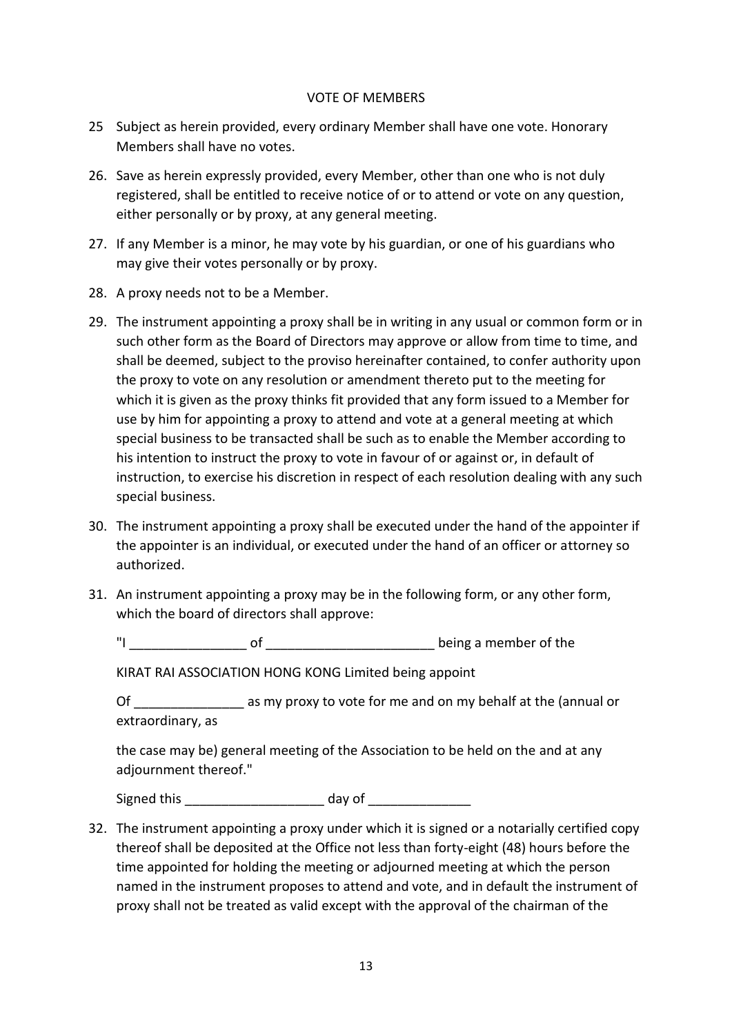## VOTE OF MEMBERS

25 Subject as herein provided, every ordinary Member shall have one vote. Honorary Members shall have no votes.

26. Save as herein expressly provided, every Member, other than one who is not duly registered, shall be entitled to receive notice of or to attend or vote on any question, either personally or by proxy, at any general meeting.

27. If any Member is a minor, he may vote by his guardian, or one of his guardians who may give their votes personally or by proxy.

28. A proxy needs not to be a Member.

29. The instrument appointing a proxy shall be in writing in any usual or common form or in such other form as the Board of Directors may approve or allow from time to time, and shall be deemed, subject to the proviso hereinafter contained, to confer authority upon the proxy to vote on any resolution or amendment thereto put to the meeting for which it is given as the proxy thinks fit provided that any form issued to a Member for use by him for appointing a proxy to attend and vote at a general meeting at which special business to be transacted shall be such as to enable the Member according to his intention to instruct the proxy to vote in favour of or against or, in default of instruction, to exercise his discretion in respect of each resolution dealing with any such special business.

30. The instrument appointing a proxy shall be executed under the hand of the appointer if the appointer is an individual, or executed under the hand of an officer or attorney so authorized.

31. An instrument appointing a proxy may be in the following form, or any other form, which the board of directors shall approve:

    "I ________________ of _______________________ being a member of the

    KIRAT RAI ASSOCIATION HONG KONG Limited being appoint

    Of _______________ as my proxy to vote for me and on my behalf at the (annual or extraordinary, as

    the case may be) general meeting of the Association to be held on the and at any adjournment thereof."

    Signed this ___________________ day of ______________

32. The instrument appointing a proxy under which it is signed or a notarially certified copy thereof shall be deposited at the Office not less than forty-eight (48) hours before the time appointed for holding the meeting or adjourned meeting at which the person named in the instrument proposes to attend and vote, and in default the instrument of proxy shall not be treated as valid except with the approval of the chairman of the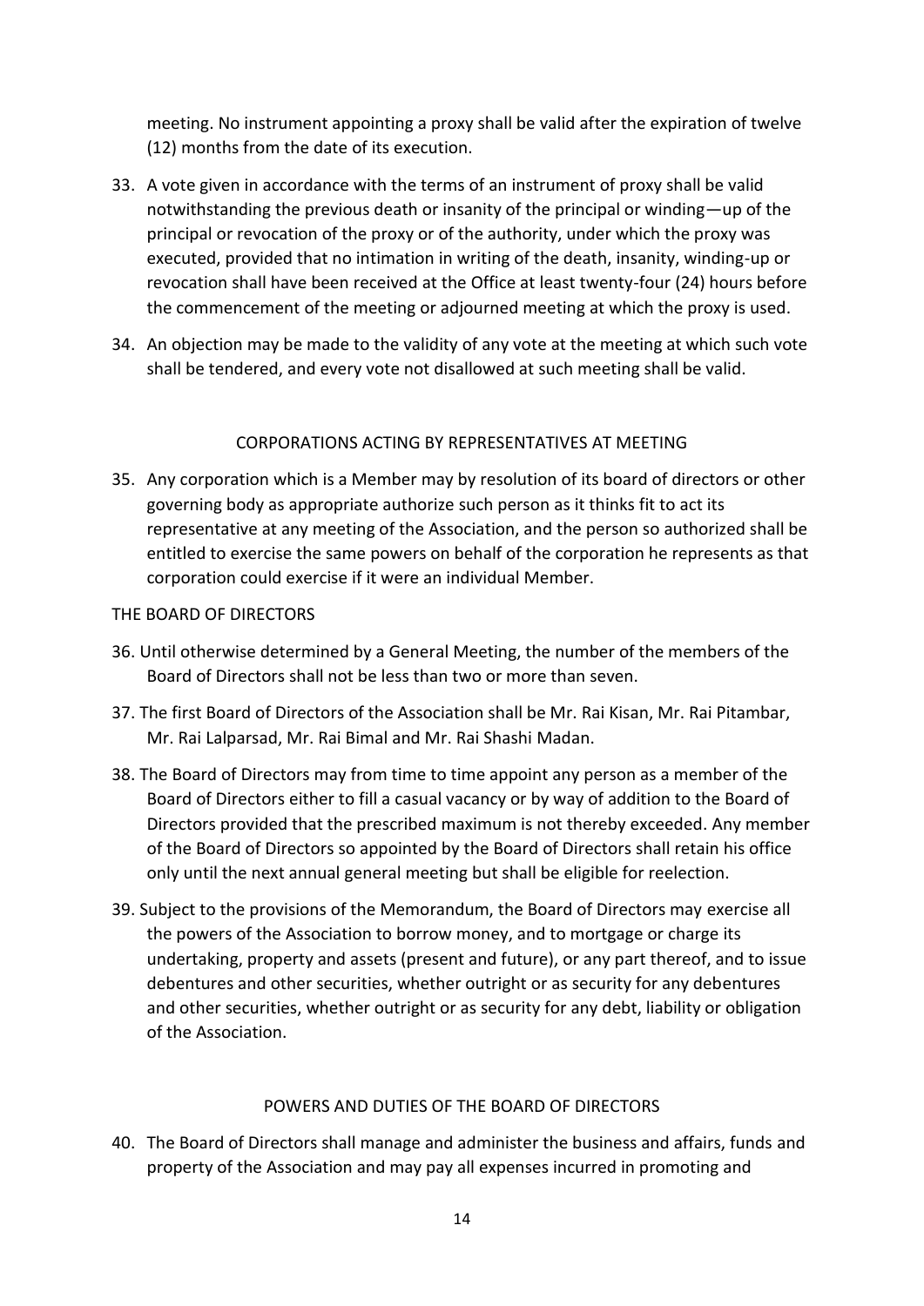meeting. No instrument appointing a proxy shall be valid after the expiration of twelve (12) months from the date of its execution.

33. A vote given in accordance with the terms of an instrument of proxy shall be valid notwithstanding the previous death or insanity of the principal or winding—up of the principal or revocation of the proxy or of the authority, under which the proxy was executed, provided that no intimation in writing of the death, insanity, winding-up or revocation shall have been received at the Office at least twenty-four (24) hours before the commencement of the meeting or adjourned meeting at which the proxy is used.

34. An objection may be made to the validity of any vote at the meeting at which such vote shall be tendered, and every vote not disallowed at such meeting shall be valid.

## CORPORATIONS ACTING BY REPRESENTATIVES AT MEETING

35. Any corporation which is a Member may by resolution of its board of directors or other governing body as appropriate authorize such person as it thinks fit to act its representative at any meeting of the Association, and the person so authorized shall be entitled to exercise the same powers on behalf of the corporation he represents as that corporation could exercise if it were an individual Member.

## THE BOARD OF DIRECTORS

36. Until otherwise determined by a General Meeting, the number of the members of the Board of Directors shall not be less than two or more than seven.

37. The first Board of Directors of the Association shall be Mr. Rai Kisan, Mr. Rai Pitambar, Mr. Rai Lalparsad, Mr. Rai Bimal and Mr. Rai Shashi Madan.

38. The Board of Directors may from time to time appoint any person as a member of the Board of Directors either to fill a casual vacancy or by way of addition to the Board of Directors provided that the prescribed maximum is not thereby exceeded. Any member of the Board of Directors so appointed by the Board of Directors shall retain his office only until the next annual general meeting but shall be eligible for reelection.

39. Subject to the provisions of the Memorandum, the Board of Directors may exercise all the powers of the Association to borrow money, and to mortgage or charge its undertaking, property and assets (present and future), or any part thereof, and to issue debentures and other securities, whether outright or as security for any debentures and other securities, whether outright or as security for any debt, liability or obligation of the Association.

## POWERS AND DUTIES OF THE BOARD OF DIRECTORS

40. The Board of Directors shall manage and administer the business and affairs, funds and property of the Association and may pay all expenses incurred in promoting and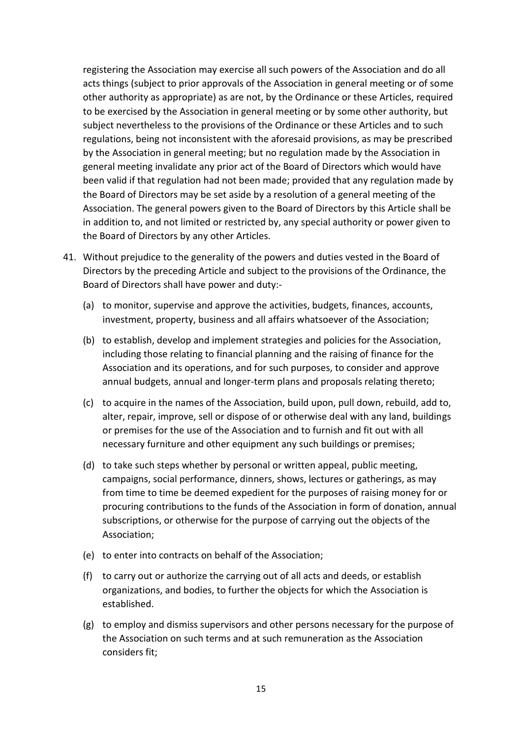registering the Association may exercise all such powers of the Association and do all acts things (subject to prior approvals of the Association in general meeting or of some other authority as appropriate) as are not, by the Ordinance or these Articles, required to be exercised by the Association in general meeting or by some other authority, but subject nevertheless to the provisions of the Ordinance or these Articles and to such regulations, being not inconsistent with the aforesaid provisions, as may be prescribed by the Association in general meeting; but no regulation made by the Association in general meeting invalidate any prior act of the Board of Directors which would have been valid if that regulation had not been made; provided that any regulation made by the Board of Directors may be set aside by a resolution of a general meeting of the Association. The general powers given to the Board of Directors by this Article shall be in addition to, and not limited or restricted by, any special authority or power given to the Board of Directors by any other Articles.

41. Without prejudice to the generality of the powers and duties vested in the Board of Directors by the preceding Article and subject to the provisions of the Ordinance, the Board of Directors shall have power and duty:-

    (a) to monitor, supervise and approve the activities, budgets, finances, accounts, investment, property, business and all affairs whatsoever of the Association;

    (b) to establish, develop and implement strategies and policies for the Association, including those relating to financial planning and the raising of finance for the Association and its operations, and for such purposes, to consider and approve annual budgets, annual and longer-term plans and proposals relating thereto;

    (c) to acquire in the names of the Association, build upon, pull down, rebuild, add to, alter, repair, improve, sell or dispose of or otherwise deal with any land, buildings or premises for the use of the Association and to furnish and fit out with all necessary furniture and other equipment any such buildings or premises;

    (d) to take such steps whether by personal or written appeal, public meeting, campaigns, social performance, dinners, shows, lectures or gatherings, as may from time to time be deemed expedient for the purposes of raising money for or procuring contributions to the funds of the Association in form of donation, annual subscriptions, or otherwise for the purpose of carrying out the objects of the Association;

    (e) to enter into contracts on behalf of the Association;

    (f) to carry out or authorize the carrying out of all acts and deeds, or establish organizations, and bodies, to further the objects for which the Association is established.

    (g) to employ and dismiss supervisors and other persons necessary for the purpose of the Association on such terms and at such remuneration as the Association considers fit;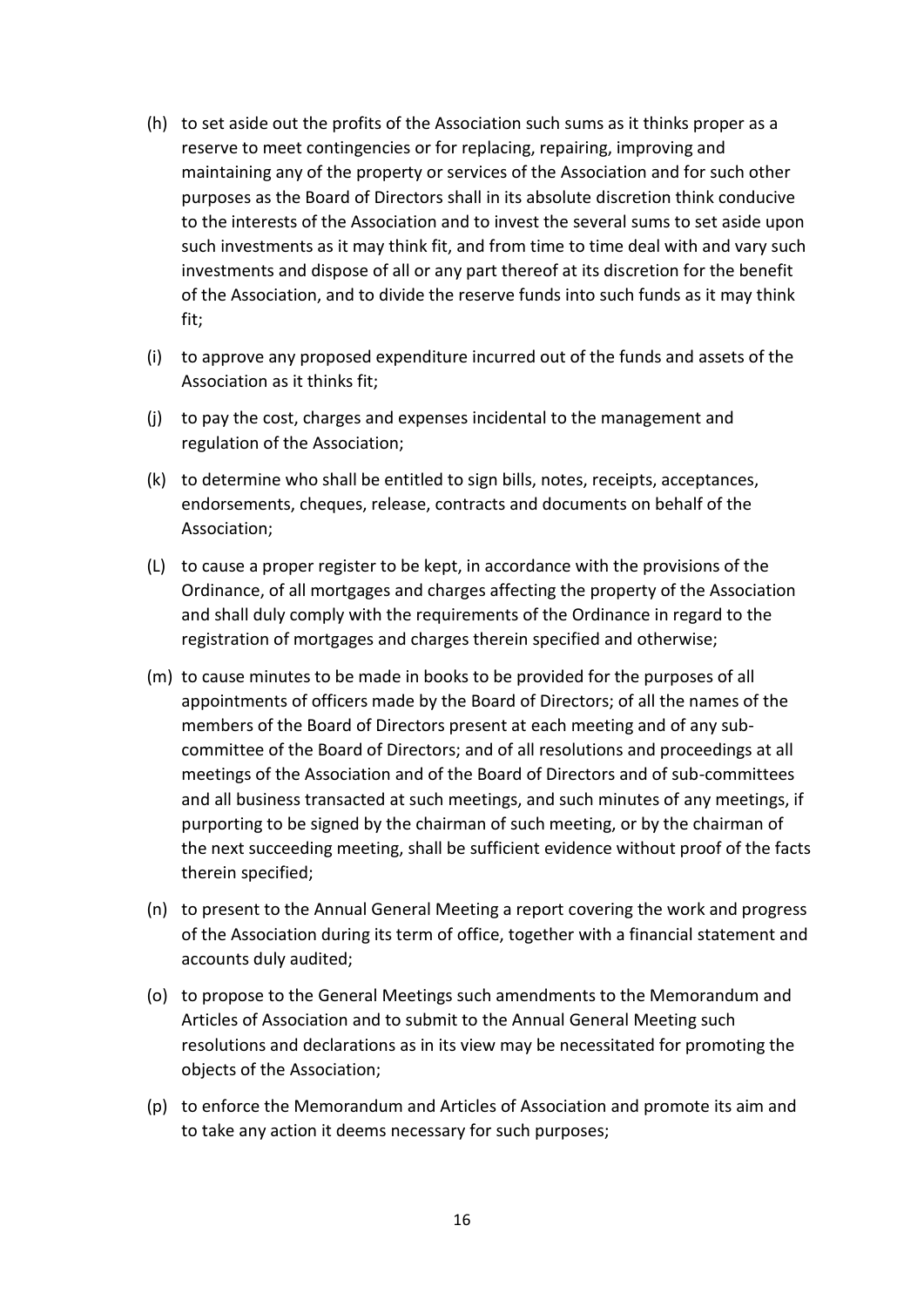(h) to set aside out the profits of the Association such sums as it thinks proper as a reserve to meet contingencies or for replacing, repairing, improving and maintaining any of the property or services of the Association and for such other purposes as the Board of Directors shall in its absolute discretion think conducive to the interests of the Association and to invest the several sums to set aside upon such investments as it may think fit, and from time to time deal with and vary such investments and dispose of all or any part thereof at its discretion for the benefit of the Association, and to divide the reserve funds into such funds as it may think fit;

(i) to approve any proposed expenditure incurred out of the funds and assets of the Association as it thinks fit;

(j) to pay the cost, charges and expenses incidental to the management and regulation of the Association;

(k) to determine who shall be entitled to sign bills, notes, receipts, acceptances, endorsements, cheques, release, contracts and documents on behalf of the Association;

(L) to cause a proper register to be kept, in accordance with the provisions of the Ordinance, of all mortgages and charges affecting the property of the Association and shall duly comply with the requirements of the Ordinance in regard to the registration of mortgages and charges therein specified and otherwise;

(m) to cause minutes to be made in books to be provided for the purposes of all appointments of officers made by the Board of Directors; of all the names of the members of the Board of Directors present at each meeting and of any sub-committee of the Board of Directors; and of all resolutions and proceedings at all meetings of the Association and of the Board of Directors and of sub-committees and all business transacted at such meetings, and such minutes of any meetings, if purporting to be signed by the chairman of such meeting, or by the chairman of the next succeeding meeting, shall be sufficient evidence without proof of the facts therein specified;

(n) to present to the Annual General Meeting a report covering the work and progress of the Association during its term of office, together with a financial statement and accounts duly audited;

(o) to propose to the General Meetings such amendments to the Memorandum and Articles of Association and to submit to the Annual General Meeting such resolutions and declarations as in its view may be necessitated for promoting the objects of the Association;

(p) to enforce the Memorandum and Articles of Association and promote its aim and to take any action it deems necessary for such purposes;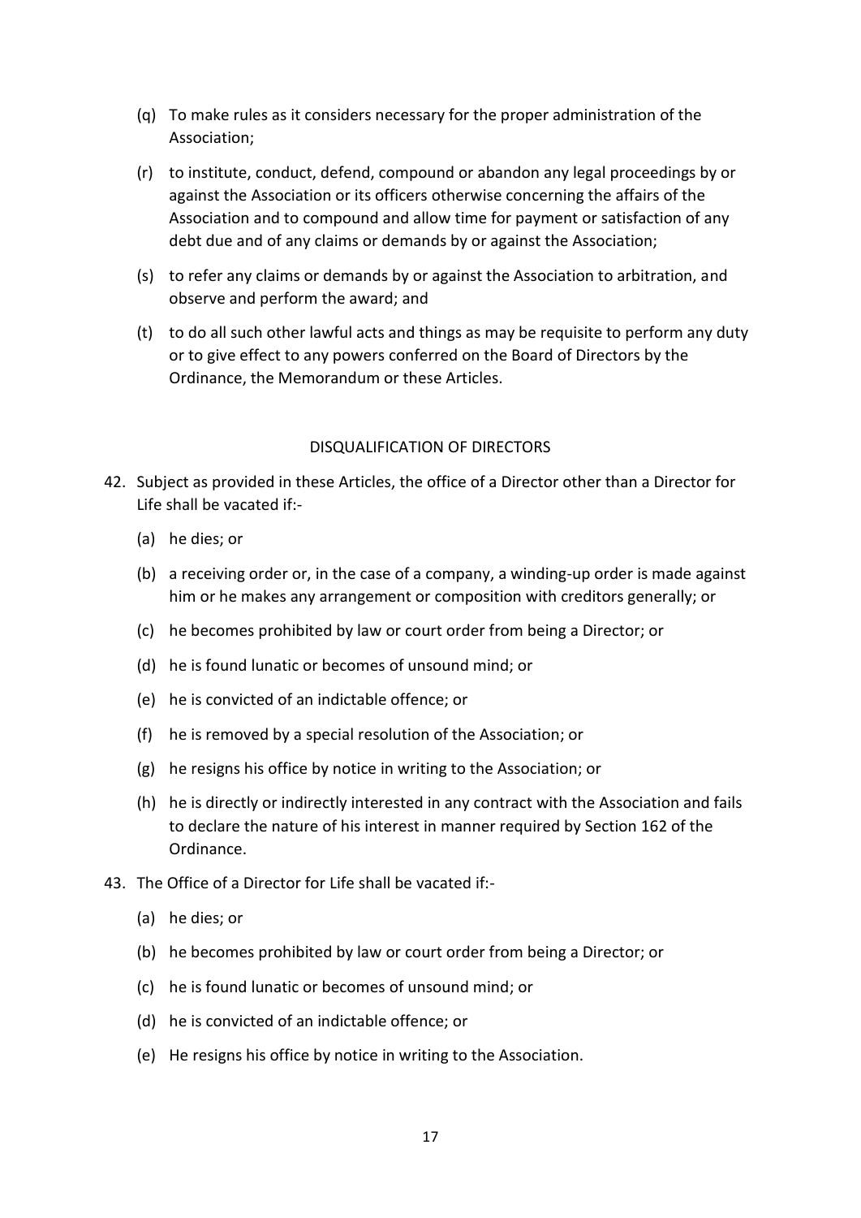(q) To make rules as it considers necessary for the proper administration of the Association;

(r) to institute, conduct, defend, compound or abandon any legal proceedings by or against the Association or its officers otherwise concerning the affairs of the Association and to compound and allow time for payment or satisfaction of any debt due and of any claims or demands by or against the Association;

(s) to refer any claims or demands by or against the Association to arbitration, and observe and perform the award; and

(t) to do all such other lawful acts and things as may be requisite to perform any duty or to give effect to any powers conferred on the Board of Directors by the Ordinance, the Memorandum or these Articles.

## DISQUALIFICATION OF DIRECTORS

42. Subject as provided in these Articles, the office of a Director other than a Director for Life shall be vacated if:-

    (a) he dies; or

    (b) a receiving order or, in the case of a company, a winding-up order is made against him or he makes any arrangement or composition with creditors generally; or

    (c) he becomes prohibited by law or court order from being a Director; or

    (d) he is found lunatic or becomes of unsound mind; or

    (e) he is convicted of an indictable offence; or

    (f) he is removed by a special resolution of the Association; or

    (g) he resigns his office by notice in writing to the Association; or

    (h) he is directly or indirectly interested in any contract with the Association and fails to declare the nature of his interest in manner required by Section 162 of the Ordinance.

43. The Office of a Director for Life shall be vacated if:-

    (a) he dies; or

    (b) he becomes prohibited by law or court order from being a Director; or

    (c) he is found lunatic or becomes of unsound mind; or

    (d) he is convicted of an indictable offence; or

    (e) He resigns his office by notice in writing to the Association.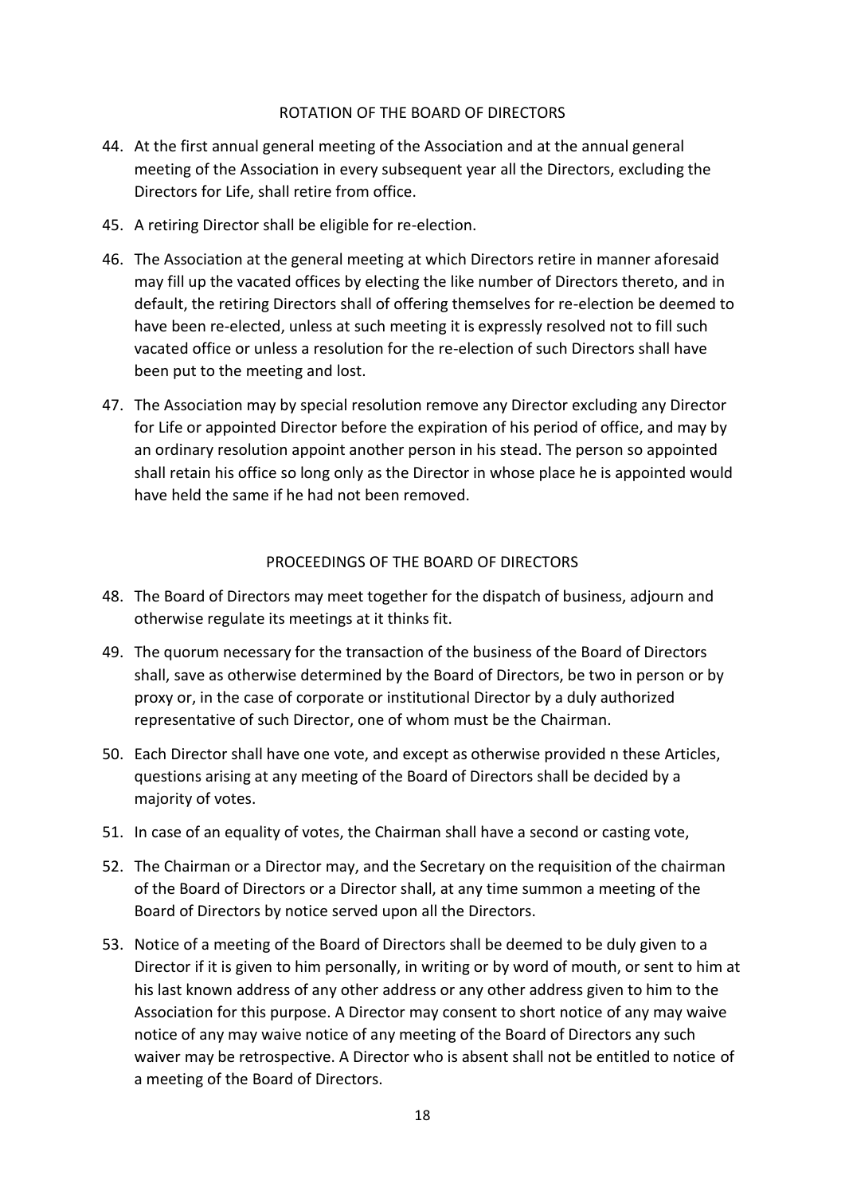## ROTATION OF THE BOARD OF DIRECTORS

44. At the first annual general meeting of the Association and at the annual general meeting of the Association in every subsequent year all the Directors, excluding the Directors for Life, shall retire from office.

45. A retiring Director shall be eligible for re-election.

46. The Association at the general meeting at which Directors retire in manner aforesaid may fill up the vacated offices by electing the like number of Directors thereto, and in default, the retiring Directors shall of offering themselves for re-election be deemed to have been re-elected, unless at such meeting it is expressly resolved not to fill such vacated office or unless a resolution for the re-election of such Directors shall have been put to the meeting and lost.

47. The Association may by special resolution remove any Director excluding any Director for Life or appointed Director before the expiration of his period of office, and may by an ordinary resolution appoint another person in his stead. The person so appointed shall retain his office so long only as the Director in whose place he is appointed would have held the same if he had not been removed.

## PROCEEDINGS OF THE BOARD OF DIRECTORS

48. The Board of Directors may meet together for the dispatch of business, adjourn and otherwise regulate its meetings at it thinks fit.

49. The quorum necessary for the transaction of the business of the Board of Directors shall, save as otherwise determined by the Board of Directors, be two in person or by proxy or, in the case of corporate or institutional Director by a duly authorized representative of such Director, one of whom must be the Chairman.

50. Each Director shall have one vote, and except as otherwise provided n these Articles, questions arising at any meeting of the Board of Directors shall be decided by a majority of votes.

51. In case of an equality of votes, the Chairman shall have a second or casting vote,

52. The Chairman or a Director may, and the Secretary on the requisition of the chairman of the Board of Directors or a Director shall, at any time summon a meeting of the Board of Directors by notice served upon all the Directors.

53. Notice of a meeting of the Board of Directors shall be deemed to be duly given to a Director if it is given to him personally, in writing or by word of mouth, or sent to him at his last known address of any other address or any other address given to him to the Association for this purpose. A Director may consent to short notice of any may waive notice of any may waive notice of any meeting of the Board of Directors any such waiver may be retrospective. A Director who is absent shall not be entitled to notice of a meeting of the Board of Directors.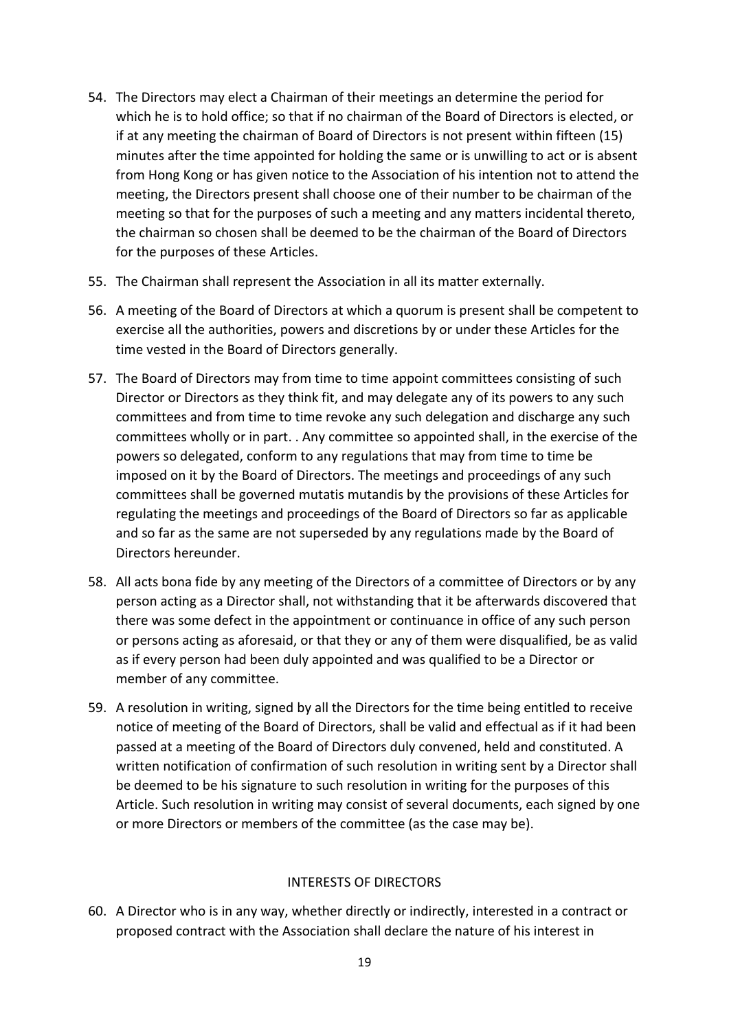54. The Directors may elect a Chairman of their meetings an determine the period for which he is to hold office; so that if no chairman of the Board of Directors is elected, or if at any meeting the chairman of Board of Directors is not present within fifteen (15) minutes after the time appointed for holding the same or is unwilling to act or is absent from Hong Kong or has given notice to the Association of his intention not to attend the meeting, the Directors present shall choose one of their number to be chairman of the meeting so that for the purposes of such a meeting and any matters incidental thereto, the chairman so chosen shall be deemed to be the chairman of the Board of Directors for the purposes of these Articles.

55. The Chairman shall represent the Association in all its matter externally.

56. A meeting of the Board of Directors at which a quorum is present shall be competent to exercise all the authorities, powers and discretions by or under these Articles for the time vested in the Board of Directors generally.

57. The Board of Directors may from time to time appoint committees consisting of such Director or Directors as they think fit, and may delegate any of its powers to any such committees and from time to time revoke any such delegation and discharge any such committees wholly or in part. . Any committee so appointed shall, in the exercise of the powers so delegated, conform to any regulations that may from time to time be imposed on it by the Board of Directors. The meetings and proceedings of any such committees shall be governed mutatis mutandis by the provisions of these Articles for regulating the meetings and proceedings of the Board of Directors so far as applicable and so far as the same are not superseded by any regulations made by the Board of Directors hereunder.

58. All acts bona fide by any meeting of the Directors of a committee of Directors or by any person acting as a Director shall, not withstanding that it be afterwards discovered that there was some defect in the appointment or continuance in office of any such person or persons acting as aforesaid, or that they or any of them were disqualified, be as valid as if every person had been duly appointed and was qualified to be a Director or member of any committee.

59. A resolution in writing, signed by all the Directors for the time being entitled to receive notice of meeting of the Board of Directors, shall be valid and effectual as if it had been passed at a meeting of the Board of Directors duly convened, held and constituted. A written notification of confirmation of such resolution in writing sent by a Director shall be deemed to be his signature to such resolution in writing for the purposes of this Article. Such resolution in writing may consist of several documents, each signed by one or more Directors or members of the committee (as the case may be).

## INTERESTS OF DIRECTORS

60. A Director who is in any way, whether directly or indirectly, interested in a contract or proposed contract with the Association shall declare the nature of his interest in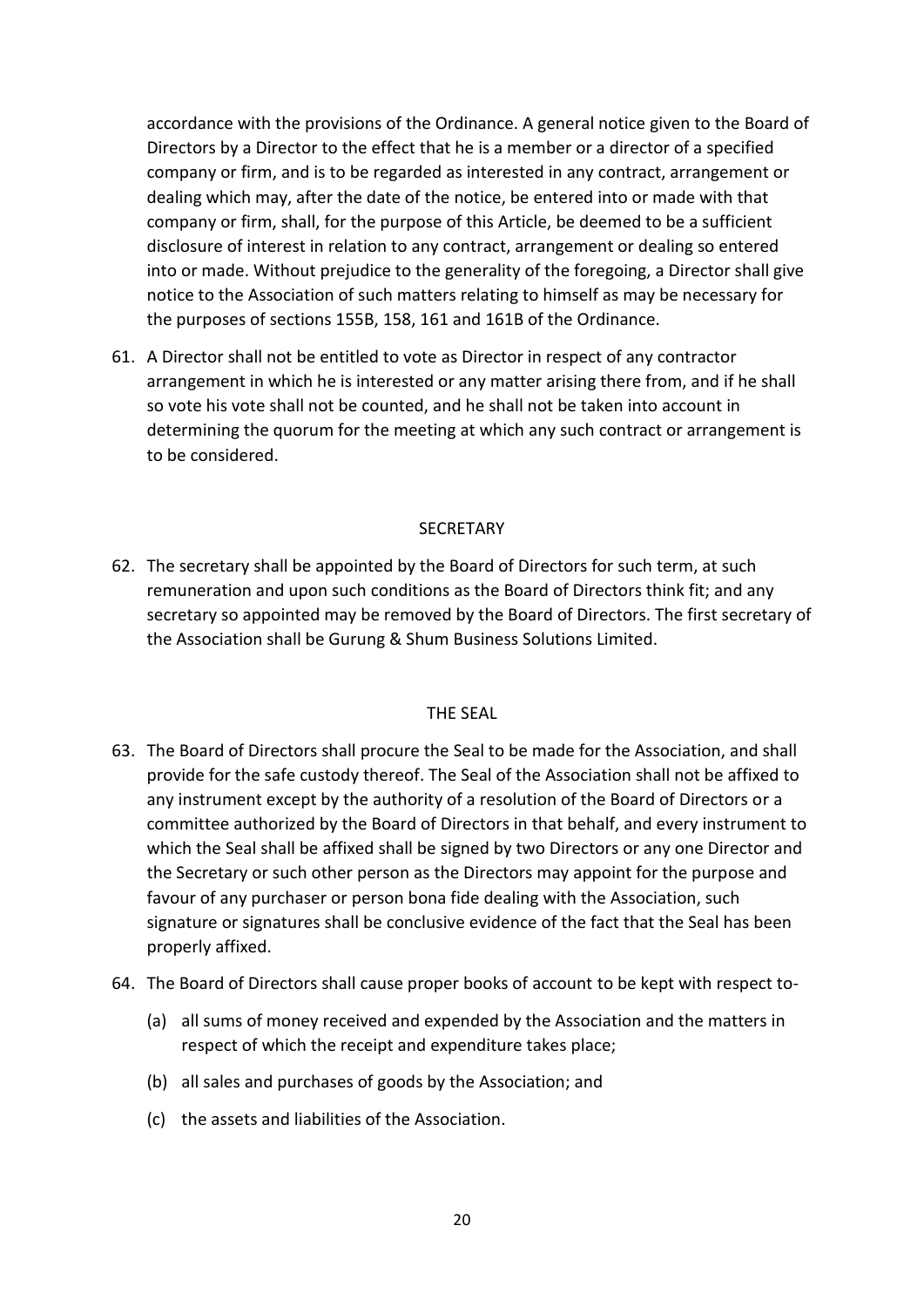accordance with the provisions of the Ordinance. A general notice given to the Board of Directors by a Director to the effect that he is a member or a director of a specified company or firm, and is to be regarded as interested in any contract, arrangement or dealing which may, after the date of the notice, be entered into or made with that company or firm, shall, for the purpose of this Article, be deemed to be a sufficient disclosure of interest in relation to any contract, arrangement or dealing so entered into or made. Without prejudice to the generality of the foregoing, a Director shall give notice to the Association of such matters relating to himself as may be necessary for the purposes of sections 155B, 158, 161 and 161B of the Ordinance.

61. A Director shall not be entitled to vote as Director in respect of any contractor arrangement in which he is interested or any matter arising there from, and if he shall so vote his vote shall not be counted, and he shall not be taken into account in determining the quorum for the meeting at which any such contract or arrangement is to be considered.

## SECRETARY

62. The secretary shall be appointed by the Board of Directors for such term, at such remuneration and upon such conditions as the Board of Directors think fit; and any secretary so appointed may be removed by the Board of Directors. The first secretary of the Association shall be Gurung & Shum Business Solutions Limited.

## THE SEAL

63. The Board of Directors shall procure the Seal to be made for the Association, and shall provide for the safe custody thereof. The Seal of the Association shall not be affixed to any instrument except by the authority of a resolution of the Board of Directors or a committee authorized by the Board of Directors in that behalf, and every instrument to which the Seal shall be affixed shall be signed by two Directors or any one Director and the Secretary or such other person as the Directors may appoint for the purpose and favour of any purchaser or person bona fide dealing with the Association, such signature or signatures shall be conclusive evidence of the fact that the Seal has been properly affixed.

64. The Board of Directors shall cause proper books of account to be kept with respect to-

    (a) all sums of money received and expended by the Association and the matters in respect of which the receipt and expenditure takes place;

    (b) all sales and purchases of goods by the Association; and

    (c) the assets and liabilities of the Association.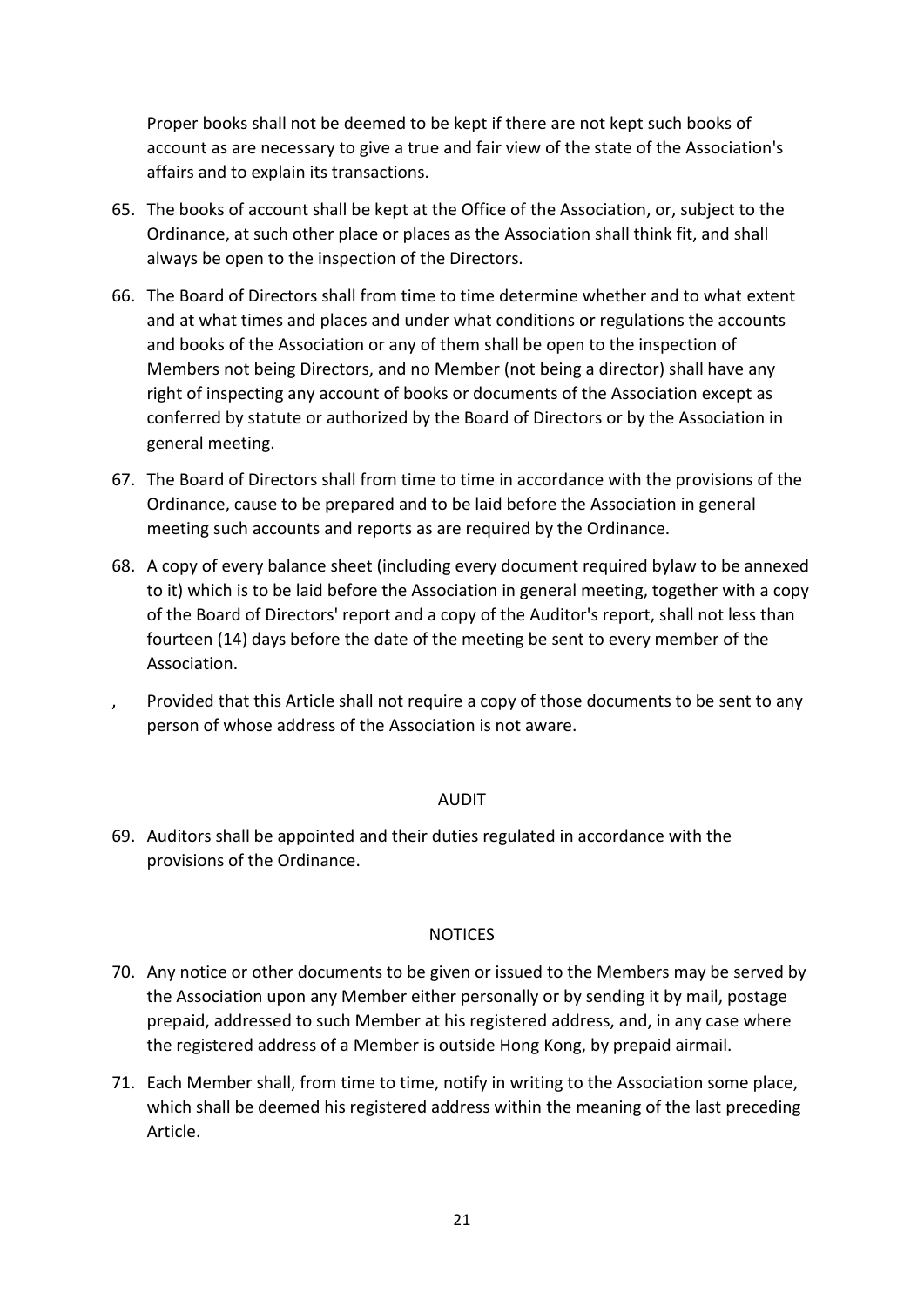Proper books shall not be deemed to be kept if there are not kept such books of account as are necessary to give a true and fair view of the state of the Association's affairs and to explain its transactions.

65. The books of account shall be kept at the Office of the Association, or, subject to the Ordinance, at such other place or places as the Association shall think fit, and shall always be open to the inspection of the Directors.

66. The Board of Directors shall from time to time determine whether and to what extent and at what times and places and under what conditions or regulations the accounts and books of the Association or any of them shall be open to the inspection of Members not being Directors, and no Member (not being a director) shall have any right of inspecting any account of books or documents of the Association except as conferred by statute or authorized by the Board of Directors or by the Association in general meeting.

67. The Board of Directors shall from time to time in accordance with the provisions of the Ordinance, cause to be prepared and to be laid before the Association in general meeting such accounts and reports as are required by the Ordinance.

68. A copy of every balance sheet (including every document required bylaw to be annexed to it) which is to be laid before the Association in general meeting, together with a copy of the Board of Directors' report and a copy of the Auditor's report, shall not less than fourteen (14) days before the date of the meeting be sent to every member of the Association.

, Provided that this Article shall not require a copy of those documents to be sent to any person of whose address of the Association is not aware.

## AUDIT

69. Auditors shall be appointed and their duties regulated in accordance with the provisions of the Ordinance.

## NOTICES

70. Any notice or other documents to be given or issued to the Members may be served by the Association upon any Member either personally or by sending it by mail, postage prepaid, addressed to such Member at his registered address, and, in any case where the registered address of a Member is outside Hong Kong, by prepaid airmail.

71. Each Member shall, from time to time, notify in writing to the Association some place, which shall be deemed his registered address within the meaning of the last preceding Article.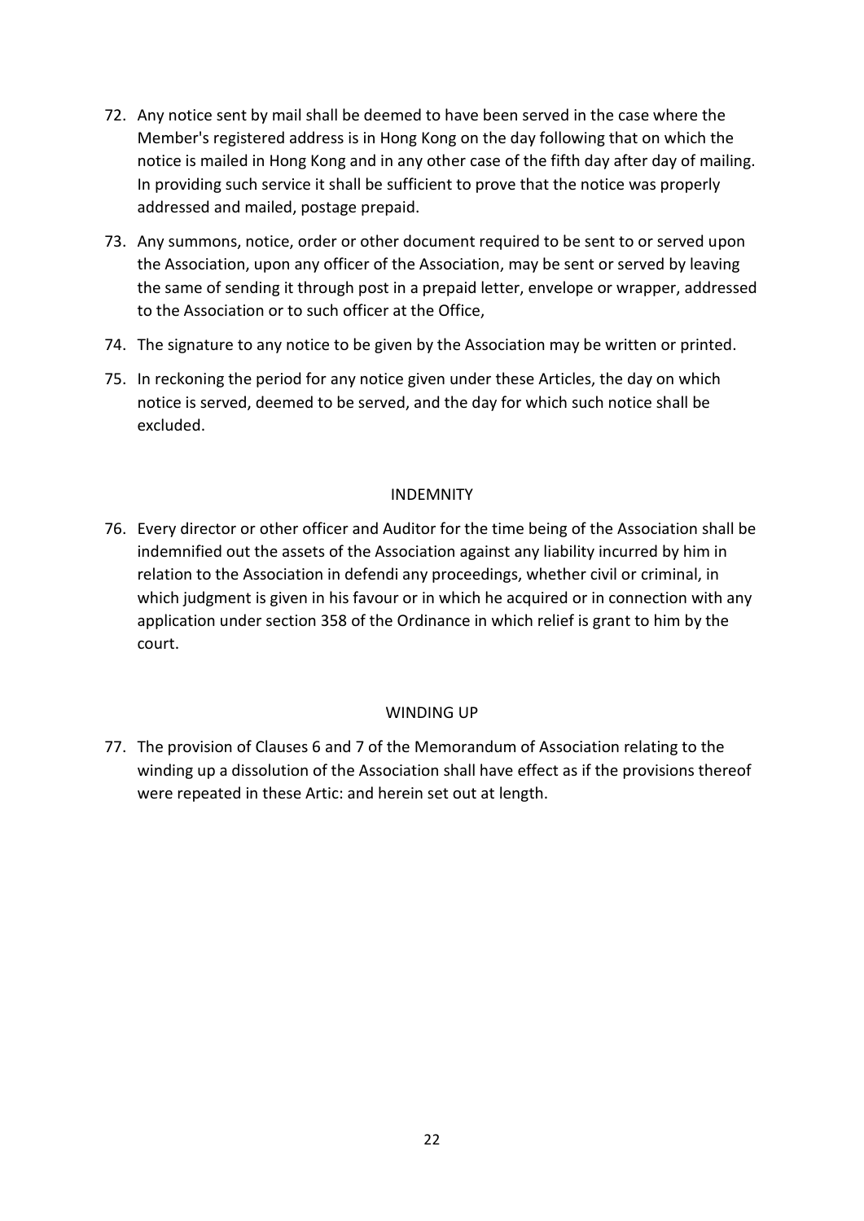72. Any notice sent by mail shall be deemed to have been served in the case where the Member's registered address is in Hong Kong on the day following that on which the notice is mailed in Hong Kong and in any other case of the fifth day after day of mailing. In providing such service it shall be sufficient to prove that the notice was properly addressed and mailed, postage prepaid.

73. Any summons, notice, order or other document required to be sent to or served upon the Association, upon any officer of the Association, may be sent or served by leaving the same of sending it through post in a prepaid letter, envelope or wrapper, addressed to the Association or to such officer at the Office,

74. The signature to any notice to be given by the Association may be written or printed.

75. In reckoning the period for any notice given under these Articles, the day on which notice is served, deemed to be served, and the day for which such notice shall be excluded.

## INDEMNITY

76. Every director or other officer and Auditor for the time being of the Association shall be indemnified out the assets of the Association against any liability incurred by him in relation to the Association in defendi any proceedings, whether civil or criminal, in which judgment is given in his favour or in which he acquired or in connection with any application under section 358 of the Ordinance in which relief is grant to him by the court.

## WINDING UP

77. The provision of Clauses 6 and 7 of the Memorandum of Association relating to the winding up a dissolution of the Association shall have effect as if the provisions thereof were repeated in these Artic: and herein set out at length.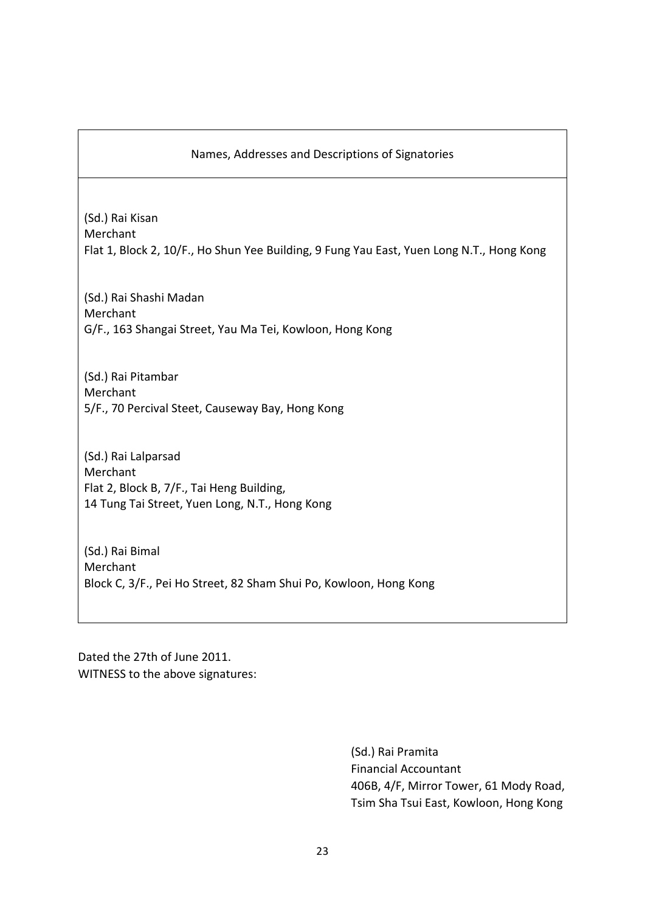| Names, Addresses and Descriptions of Signatories |
|---|
| (Sd.) Rai Kisan<br>Merchant<br>Flat 1, Block 2, 10/F., Ho Shun Yee Building, 9 Fung Yau East, Yuen Long N.T., Hong Kong<br><br>(Sd.) Rai Shashi Madan<br>Merchant<br>G/F., 163 Shangai Street, Yau Ma Tei, Kowloon, Hong Kong<br><br>(Sd.) Rai Pitambar<br>Merchant<br>5/F., 70 Percival Steet, Causeway Bay, Hong Kong<br><br>(Sd.) Rai Lalparsad<br>Merchant<br>Flat 2, Block B, 7/F., Tai Heng Building,<br>14 Tung Tai Street, Yuen Long, N.T., Hong Kong<br><br>(Sd.) Rai Bimal<br>Merchant<br>Block C, 3/F., Pei Ho Street, 82 Sham Shui Po, Kowloon, Hong Kong |

Dated the 27th of June 2011.
WITNESS to the above signatures:

(Sd.) Rai Pramita
Financial Accountant
406B, 4/F, Mirror Tower, 61 Mody Road,
Tsim Sha Tsui East, Kowloon, Hong Kong